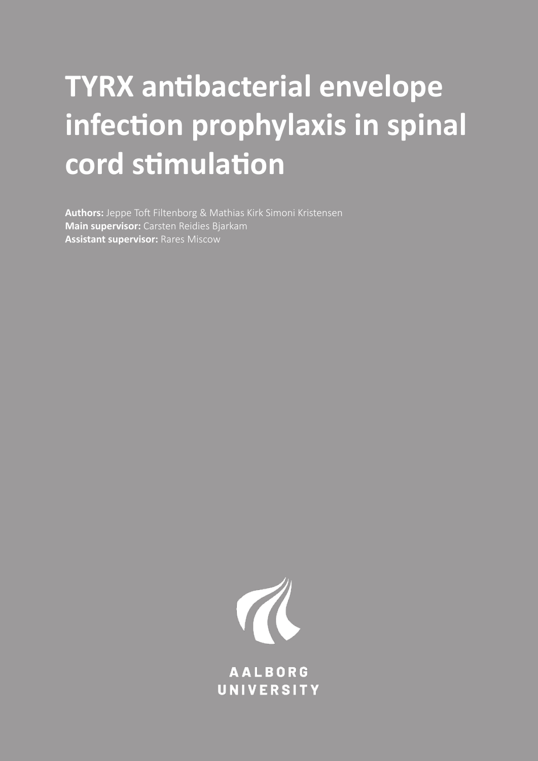# TYRX antibacterial envelope infection prophylaxis in spinal cord stimulation

**Authors:** Jeppe Toft Filtenborg & Mathias Kirk Simoni Kristensen
**Main supervisor:** Carsten Reidies Bjarkam
**Assistant supervisor:** Rares Miscow

AALBORG UNIVERSITY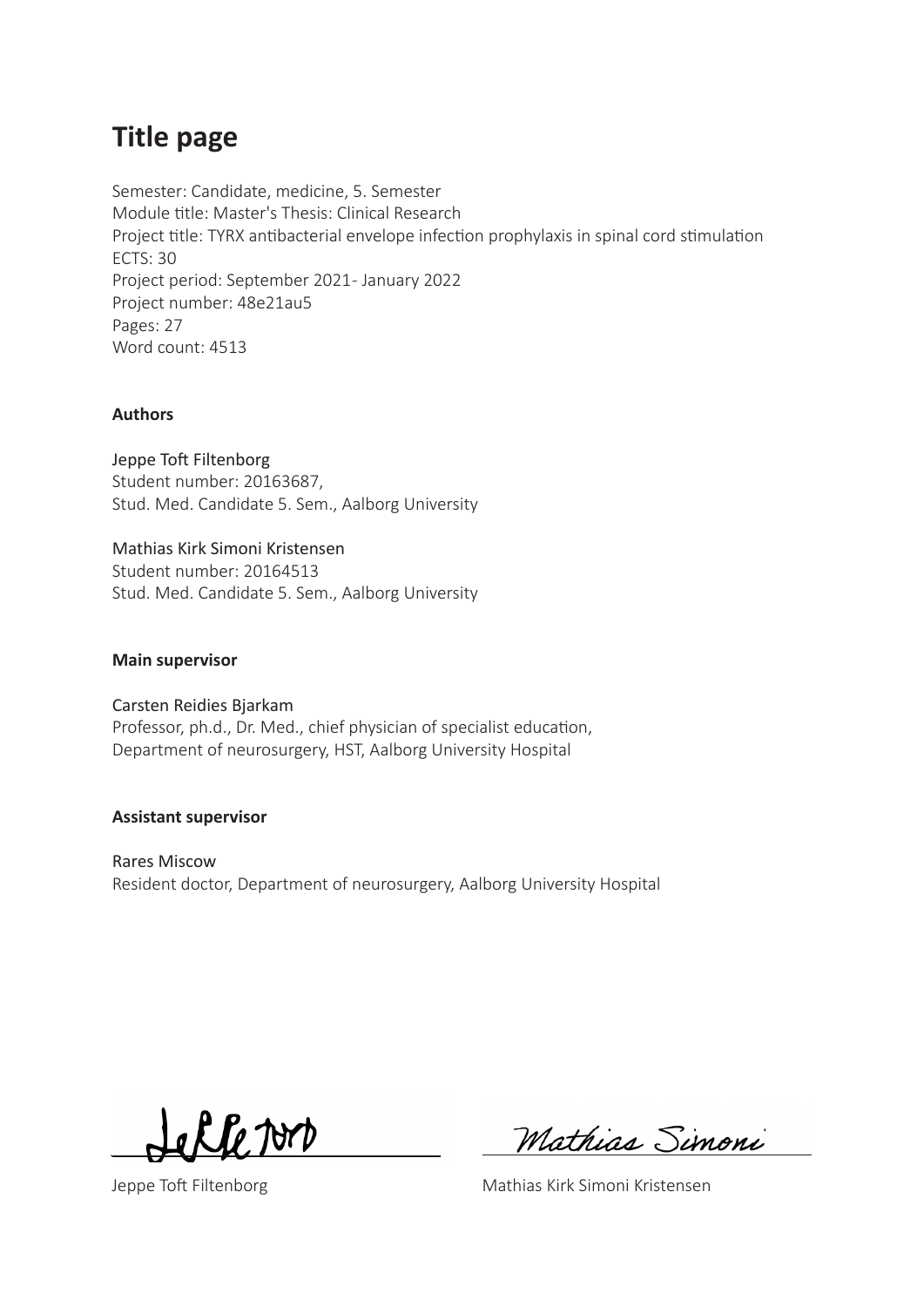# Title page

Semester: Candidate, medicine, 5. Semester
Module title: Master's Thesis: Clinical Research
Project title: TYRX antibacterial envelope infection prophylaxis in spinal cord stimulation
ECTS: 30
Project period: September 2021- January 2022
Project number: 48e21au5
Pages: 27
Word count: 4513

**Authors**

Jeppe Toft Filtenborg
Student number: 20163687,
Stud. Med. Candidate 5. Sem., Aalborg University

Mathias Kirk Simoni Kristensen
Student number: 20164513
Stud. Med. Candidate 5. Sem., Aalborg University

**Main supervisor**

Carsten Reidies Bjarkam
Professor, ph.d., Dr. Med., chief physician of specialist education,
Department of neurosurgery, HST, Aalborg University Hospital

**Assistant supervisor**

Rares Miscow
Resident doctor, Department of neurosurgery, Aalborg University Hospital

Jeppe Toft Filtenborg

Mathias Kirk Simoni Kristensen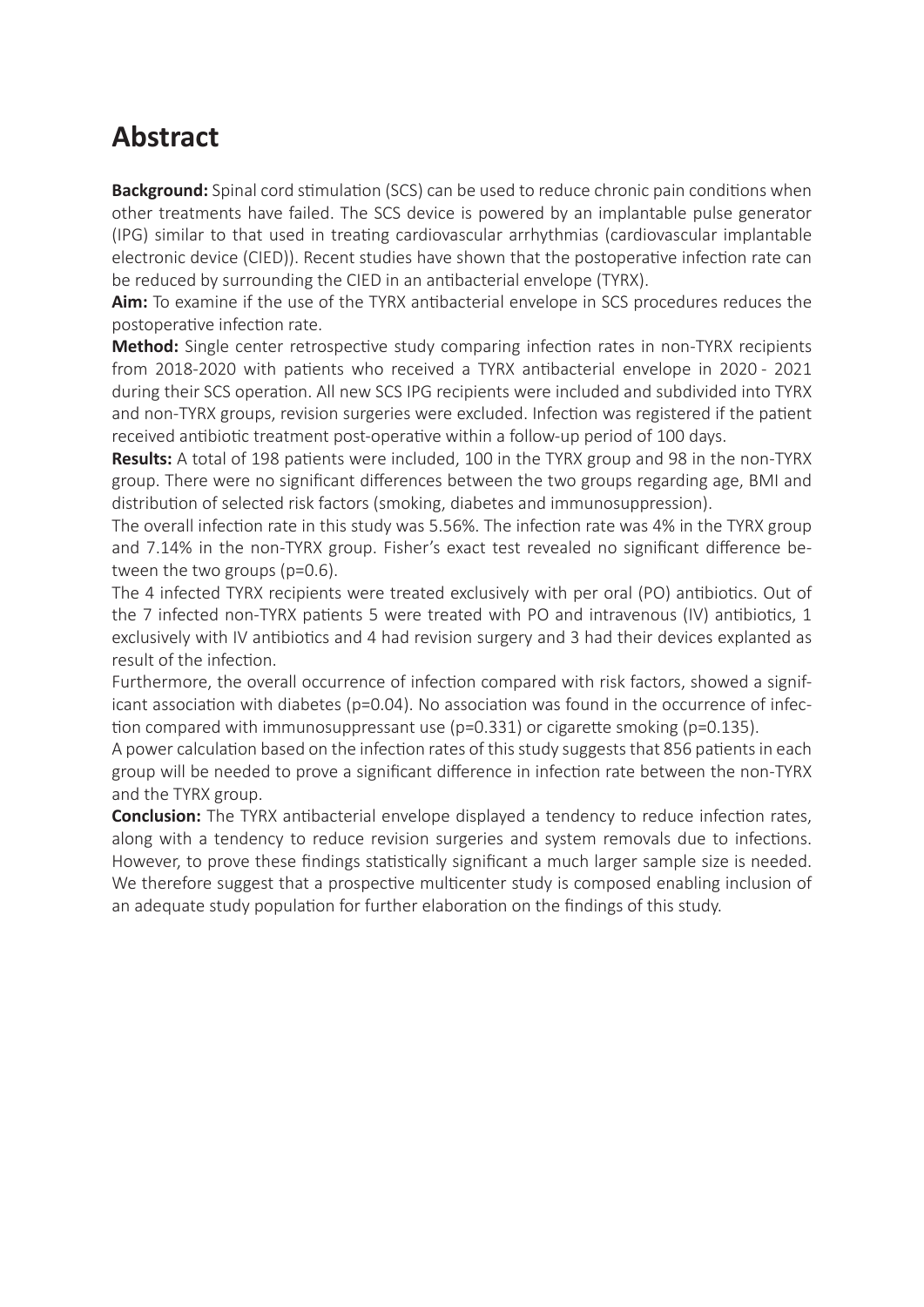# Abstract

**Background:** Spinal cord stimulation (SCS) can be used to reduce chronic pain conditions when other treatments have failed. The SCS device is powered by an implantable pulse generator (IPG) similar to that used in treating cardiovascular arrhythmias (cardiovascular implantable electronic device (CIED)). Recent studies have shown that the postoperative infection rate can be reduced by surrounding the CIED in an antibacterial envelope (TYRX).

**Aim:** To examine if the use of the TYRX antibacterial envelope in SCS procedures reduces the postoperative infection rate.

**Method:** Single center retrospective study comparing infection rates in non-TYRX recipients from 2018-2020 with patients who received a TYRX antibacterial envelope in 2020 - 2021 during their SCS operation. All new SCS IPG recipients were included and subdivided into TYRX and non-TYRX groups, revision surgeries were excluded. Infection was registered if the patient received antibiotic treatment post-operative within a follow-up period of 100 days.

**Results:** A total of 198 patients were included, 100 in the TYRX group and 98 in the non-TYRX group. There were no significant differences between the two groups regarding age, BMI and distribution of selected risk factors (smoking, diabetes and immunosuppression).

The overall infection rate in this study was 5.56%. The infection rate was 4% in the TYRX group and 7.14% in the non-TYRX group. Fisher's exact test revealed no significant difference between the two groups ($p=0.6$).

The 4 infected TYRX recipients were treated exclusively with per oral (PO) antibiotics. Out of the 7 infected non-TYRX patients 5 were treated with PO and intravenous (IV) antibiotics, 1 exclusively with IV antibiotics and 4 had revision surgery and 3 had their devices explanted as result of the infection.

Furthermore, the overall occurrence of infection compared with risk factors, showed a significant association with diabetes ($p=0.04$). No association was found in the occurrence of infection compared with immunosuppressant use ($p=0.331$) or cigarette smoking ($p=0.135$).

A power calculation based on the infection rates of this study suggests that 856 patients in each group will be needed to prove a significant difference in infection rate between the non-TYRX and the TYRX group.

**Conclusion:** The TYRX antibacterial envelope displayed a tendency to reduce infection rates, along with a tendency to reduce revision surgeries and system removals due to infections. However, to prove these findings statistically significant a much larger sample size is needed. We therefore suggest that a prospective multicenter study is composed enabling inclusion of an adequate study population for further elaboration on the findings of this study.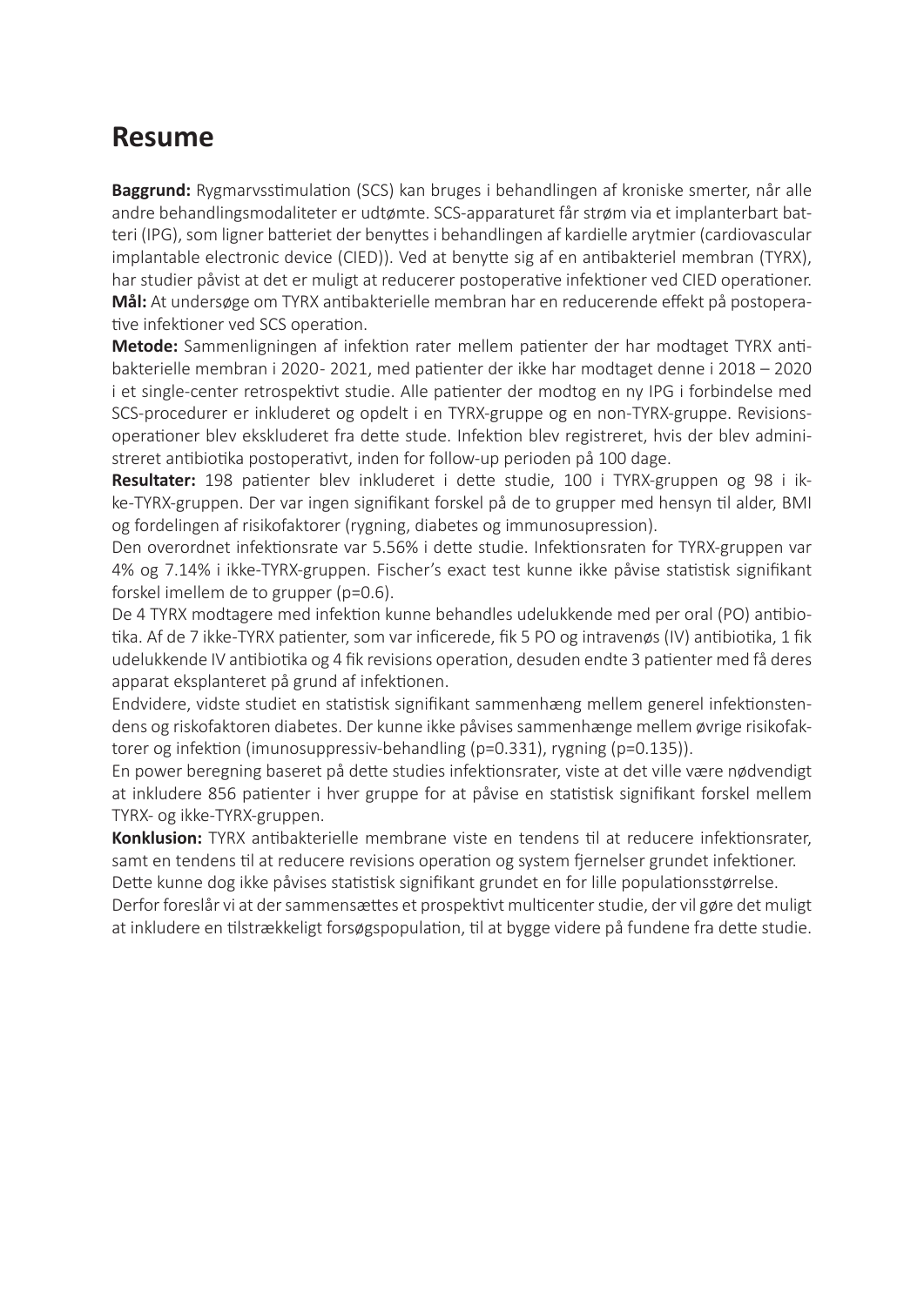# Resume

**Baggrund:** Rygmarvsstimulation (SCS) kan bruges i behandlingen af kroniske smerter, når alle andre behandlingsmodaliteter er udtømte. SCS-apparaturet får strøm via et implanterbart batteri (IPG), som ligner batteriet der benyttes i behandlingen af kardielle arytmier (cardiovascular implantable electronic device (CIED)). Ved at benytte sig af en antibakteriel membran (TYRX), har studier påvist at det er muligt at reducerer postoperative infektioner ved CIED operationer.
**Mål:** At undersøge om TYRX antibakterielle membran har en reducerende effekt på postoperative infektioner ved SCS operation.

**Metode:** Sammenligningen af infektion rater mellem patienter der har modtaget TYRX antibakterielle membran i 2020- 2021, med patienter der ikke har modtaget denne i 2018 – 2020 i et single-center retrospektivt studie. Alle patienter der modtog en ny IPG i forbindelse med SCS-procedurer er inkluderet og opdelt i en TYRX-gruppe og en non-TYRX-gruppe. Revisionsoperationer blev ekskluderet fra dette stude. Infektion blev registreret, hvis der blev administreret antibiotika postoperativt, inden for follow-up perioden på 100 dage.

**Resultater:** 198 patienter blev inkluderet i dette studie, 100 i TYRX-gruppen og 98 i ikke-TYRX-gruppen. Der var ingen signifikant forskel på de to grupper med hensyn til alder, BMI og fordelingen af risikofaktorer (rygning, diabetes og immunosupression).

Den overordnet infektionsrate var 5.56% i dette studie. Infektionsraten for TYRX-gruppen var 4% og 7.14% i ikke-TYRX-gruppen. Fischer's exact test kunne ikke påvise statistisk signifikant forskel imellem de to grupper (p=0.6).

De 4 TYRX modtagere med infektion kunne behandles udelukkende med per oral (PO) antibiotika. Af de 7 ikke-TYRX patienter, som var inficerede, fik 5 PO og intravenøs (IV) antibiotika, 1 fik udelukkende IV antibiotika og 4 fik revisions operation, desuden endte 3 patienter med få deres apparat eksplanteret på grund af infektionen.

Endvidere, vidste studiet en statistisk signifikant sammenhæng mellem generel infektionstendens og riskofaktoren diabetes. Der kunne ikke påvises sammenhænge mellem øvrige risikofaktorer og infektion (imunosuppressiv-behandling (p=0.331), rygning (p=0.135)).

En power beregning baseret på dette studies infektionsrater, viste at det ville være nødvendigt at inkludere 856 patienter i hver gruppe for at påvise en statistisk signifikant forskel mellem TYRX- og ikke-TYRX-gruppen.

**Konklusion:** TYRX antibakterielle membrane viste en tendens til at reducere infektionsrater, samt en tendens til at reducere revisions operation og system fjernelser grundet infektioner.
Dette kunne dog ikke påvises statistisk signifikant grundet en for lille populationsstørrelse.
Derfor foreslår vi at der sammensættes et prospektivt multicenter studie, der vil gøre det muligt at inkludere en tilstrækkeligt forsøgspopulation, til at bygge videre på fundene fra dette studie.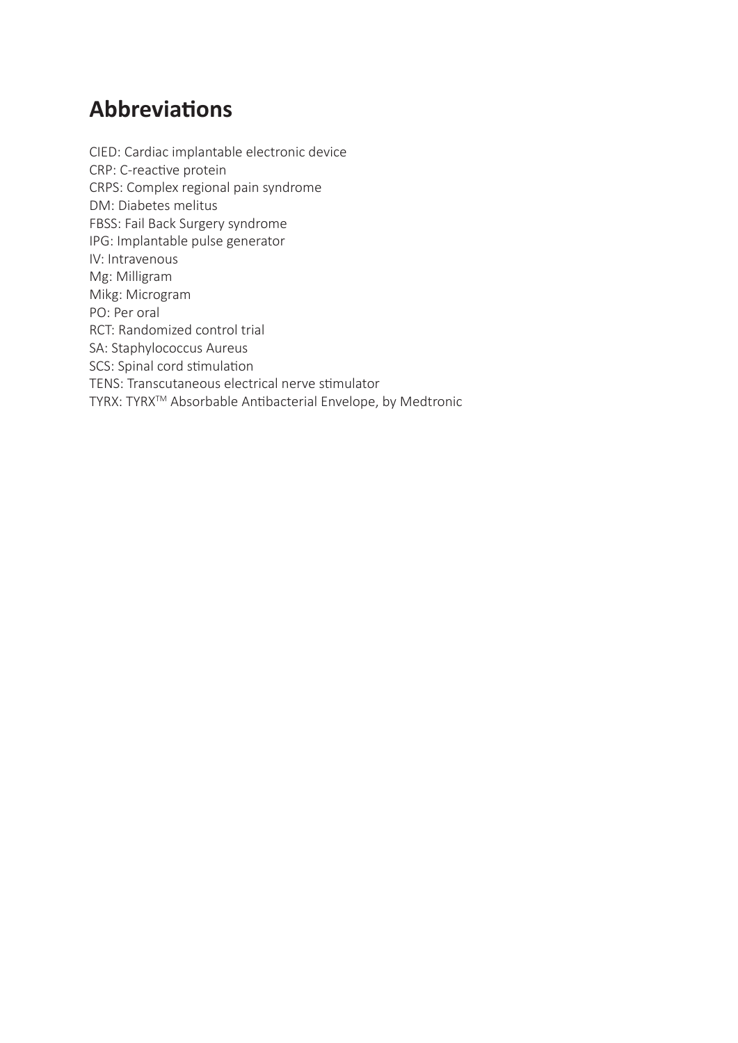## Abbreviations

CIED: Cardiac implantable electronic device
CRP: C-reactive protein
CRPS: Complex regional pain syndrome
DM: Diabetes melitus
FBSS: Fail Back Surgery syndrome
IPG: Implantable pulse generator
IV: Intravenous
Mg: Milligram
Mikg: Microgram
PO: Per oral
RCT: Randomized control trial
SA: Staphylococcus Aureus
SCS: Spinal cord stimulation
TENS: Transcutaneous electrical nerve stimulator
TYRX: TYRX™ Absorbable Antibacterial Envelope, by Medtronic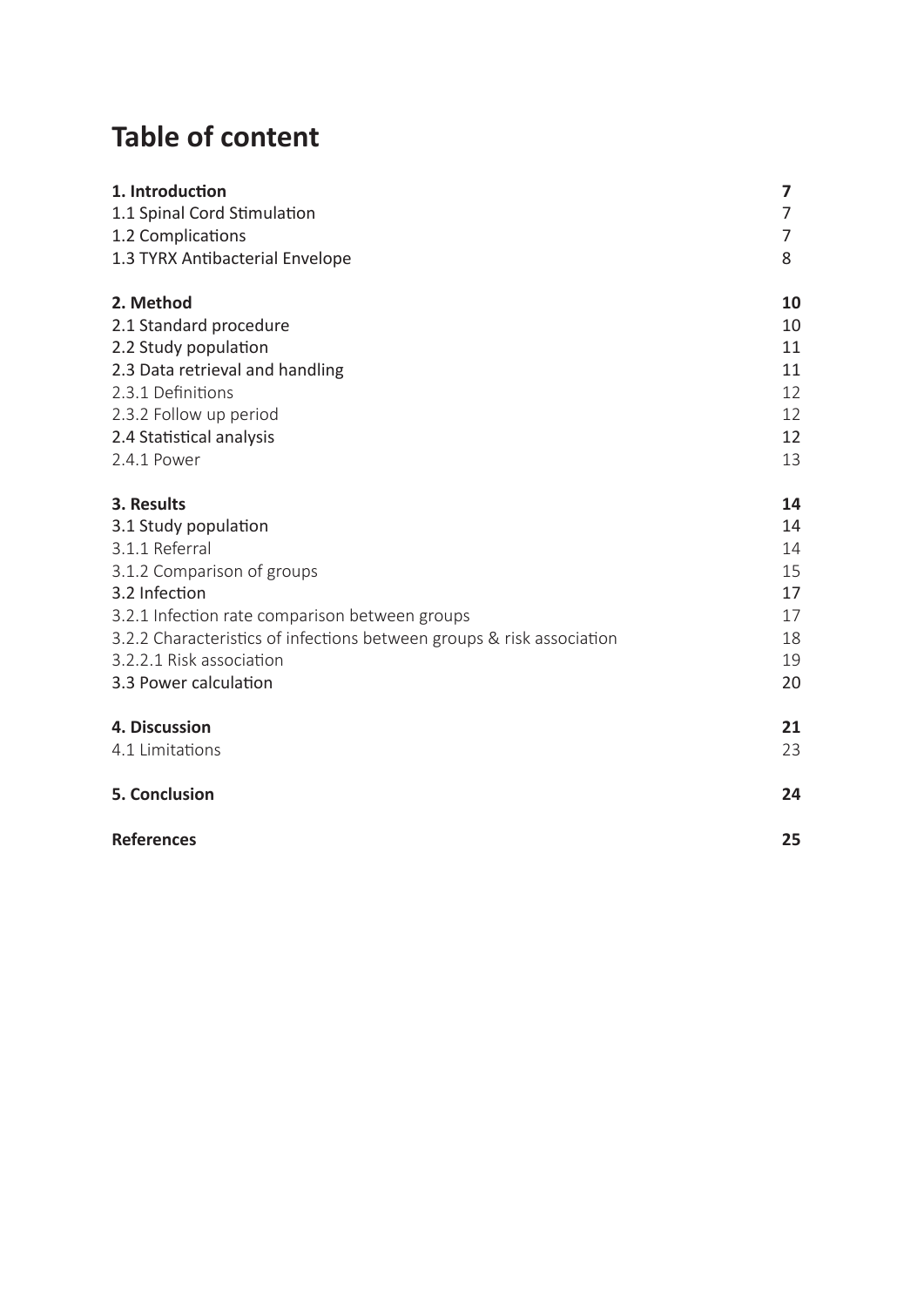# Table of content

| | |
|---|---|
| **1. Introduction** | **7** |
| 1.1 Spinal Cord Stimulation | 7 |
| 1.2 Complications | 7 |
| 1.3 TYRX Antibacterial Envelope | 8 |
| **2. Method** | **10** |
| 2.1 Standard procedure | 10 |
| 2.2 Study population | 11 |
| 2.3 Data retrieval and handling | 11 |
| 2.3.1 Definitions | 12 |
| 2.3.2 Follow up period | 12 |
| 2.4 Statistical analysis | 12 |
| 2.4.1 Power | 13 |
| **3. Results** | **14** |
| 3.1 Study population | 14 |
| 3.1.1 Referral | 14 |
| 3.1.2 Comparison of groups | 15 |
| 3.2 Infection | 17 |
| 3.2.1 Infection rate comparison between groups | 17 |
| 3.2.2 Characteristics of infections between groups & risk association | 18 |
| 3.2.2.1 Risk association | 19 |
| 3.3 Power calculation | 20 |
| **4. Discussion** | **21** |
| 4.1 Limitations | 23 |
| **5. Conclusion** | **24** |
| **References** | **25** |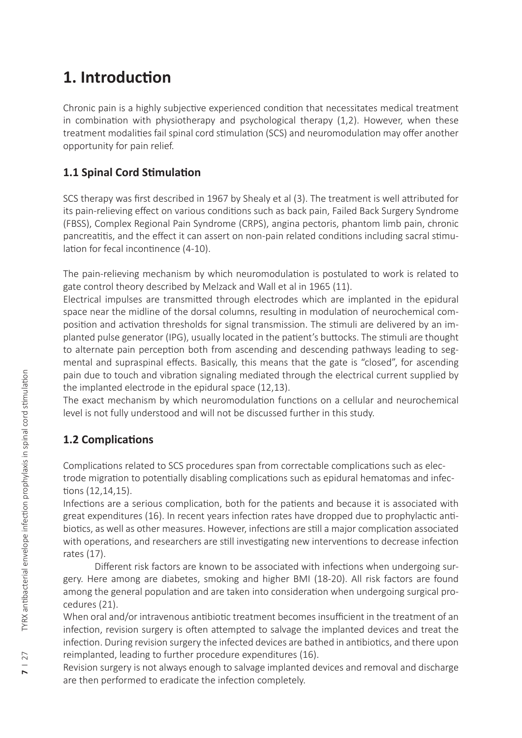# 1. Introduction

Chronic pain is a highly subjective experienced condition that necessitates medical treatment in combination with physiotherapy and psychological therapy (1,2). However, when these treatment modalities fail spinal cord stimulation (SCS) and neuromodulation may offer another opportunity for pain relief.

## 1.1 Spinal Cord Stimulation

SCS therapy was first described in 1967 by Shealy et al (3). The treatment is well attributed for its pain-relieving effect on various conditions such as back pain, Failed Back Surgery Syndrome (FBSS), Complex Regional Pain Syndrome (CRPS), angina pectoris, phantom limb pain, chronic pancreatitis, and the effect it can assert on non-pain related conditions including sacral stimulation for fecal incontinence (4-10).

The pain-relieving mechanism by which neuromodulation is postulated to work is related to gate control theory described by Melzack and Wall et al in 1965 (11).

Electrical impulses are transmitted through electrodes which are implanted in the epidural space near the midline of the dorsal columns, resulting in modulation of neurochemical composition and activation thresholds for signal transmission. The stimuli are delivered by an implanted pulse generator (IPG), usually located in the patient's buttocks. The stimuli are thought to alternate pain perception both from ascending and descending pathways leading to segmental and supraspinal effects. Basically, this means that the gate is "closed", for ascending pain due to touch and vibration signaling mediated through the electrical current supplied by the implanted electrode in the epidural space (12,13).

The exact mechanism by which neuromodulation functions on a cellular and neurochemical level is not fully understood and will not be discussed further in this study.

## 1.2 Complications

Complications related to SCS procedures span from correctable complications such as electrode migration to potentially disabling complications such as epidural hematomas and infections (12,14,15).

Infections are a serious complication, both for the patients and because it is associated with great expenditures (16). In recent years infection rates have dropped due to prophylactic antibiotics, as well as other measures. However, infections are still a major complication associated with operations, and researchers are still investigating new interventions to decrease infection rates (17).

Different risk factors are known to be associated with infections when undergoing surgery. Here among are diabetes, smoking and higher BMI (18-20). All risk factors are found among the general population and are taken into consideration when undergoing surgical procedures (21).

When oral and/or intravenous antibiotic treatment becomes insufficient in the treatment of an infection, revision surgery is often attempted to salvage the implanted devices and treat the infection. During revision surgery the infected devices are bathed in antibiotics, and there upon reimplanted, leading to further procedure expenditures (16).

Revision surgery is not always enough to salvage implanted devices and removal and discharge are then performed to eradicate the infection completely.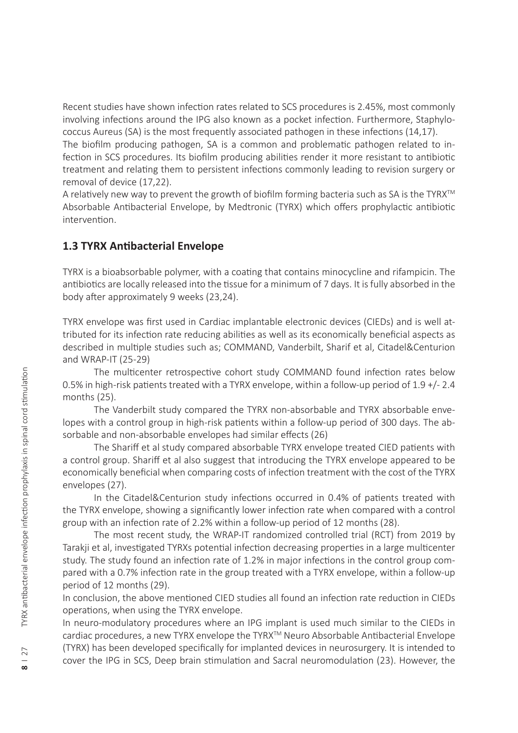Recent studies have shown infection rates related to SCS procedures is 2.45%, most commonly involving infections around the IPG also known as a pocket infection. Furthermore, Staphylococcus Aureus (SA) is the most frequently associated pathogen in these infections (14,17).

The biofilm producing pathogen, SA is a common and problematic pathogen related to infection in SCS procedures. Its biofilm producing abilities render it more resistant to antibiotic treatment and relating them to persistent infections commonly leading to revision surgery or removal of device (17,22).

A relatively new way to prevent the growth of biofilm forming bacteria such as SA is the TYRX™ Absorbable Antibacterial Envelope, by Medtronic (TYRX) which offers prophylactic antibiotic intervention.

## 1.3 TYRX Antibacterial Envelope

TYRX is a bioabsorbable polymer, with a coating that contains minocycline and rifampicin. The antibiotics are locally released into the tissue for a minimum of 7 days. It is fully absorbed in the body after approximately 9 weeks (23,24).

TYRX envelope was first used in Cardiac implantable electronic devices (CIEDs) and is well attributed for its infection rate reducing abilities as well as its economically beneficial aspects as described in multiple studies such as; COMMAND, Vanderbilt, Sharif et al, Citadel&Centurion and WRAP-IT (25-29)

The multicenter retrospective cohort study COMMAND found infection rates below 0.5% in high-risk patients treated with a TYRX envelope, within a follow-up period of 1.9 +/- 2.4 months (25).

The Vanderbilt study compared the TYRX non-absorbable and TYRX absorbable envelopes with a control group in high-risk patients within a follow-up period of 300 days. The absorbable and non-absorbable envelopes had similar effects (26)

The Shariff et al study compared absorbable TYRX envelope treated CIED patients with a control group. Shariff et al also suggest that introducing the TYRX envelope appeared to be economically beneficial when comparing costs of infection treatment with the cost of the TYRX envelopes (27).

In the Citadel&Centurion study infections occurred in 0.4% of patients treated with the TYRX envelope, showing a significantly lower infection rate when compared with a control group with an infection rate of 2.2% within a follow-up period of 12 months (28).

The most recent study, the WRAP-IT randomized controlled trial (RCT) from 2019 by Tarakji et al, investigated TYRXs potential infection decreasing properties in a large multicenter study. The study found an infection rate of 1.2% in major infections in the control group compared with a 0.7% infection rate in the group treated with a TYRX envelope, within a follow-up period of 12 months (29).

In conclusion, the above mentioned CIED studies all found an infection rate reduction in CIEDs operations, when using the TYRX envelope.

In neuro-modulatory procedures where an IPG implant is used much similar to the CIEDs in cardiac procedures, a new TYRX envelope the TYRX™ Neuro Absorbable Antibacterial Envelope (TYRX) has been developed specifically for implanted devices in neurosurgery. It is intended to cover the IPG in SCS, Deep brain stimulation and Sacral neuromodulation (23). However, the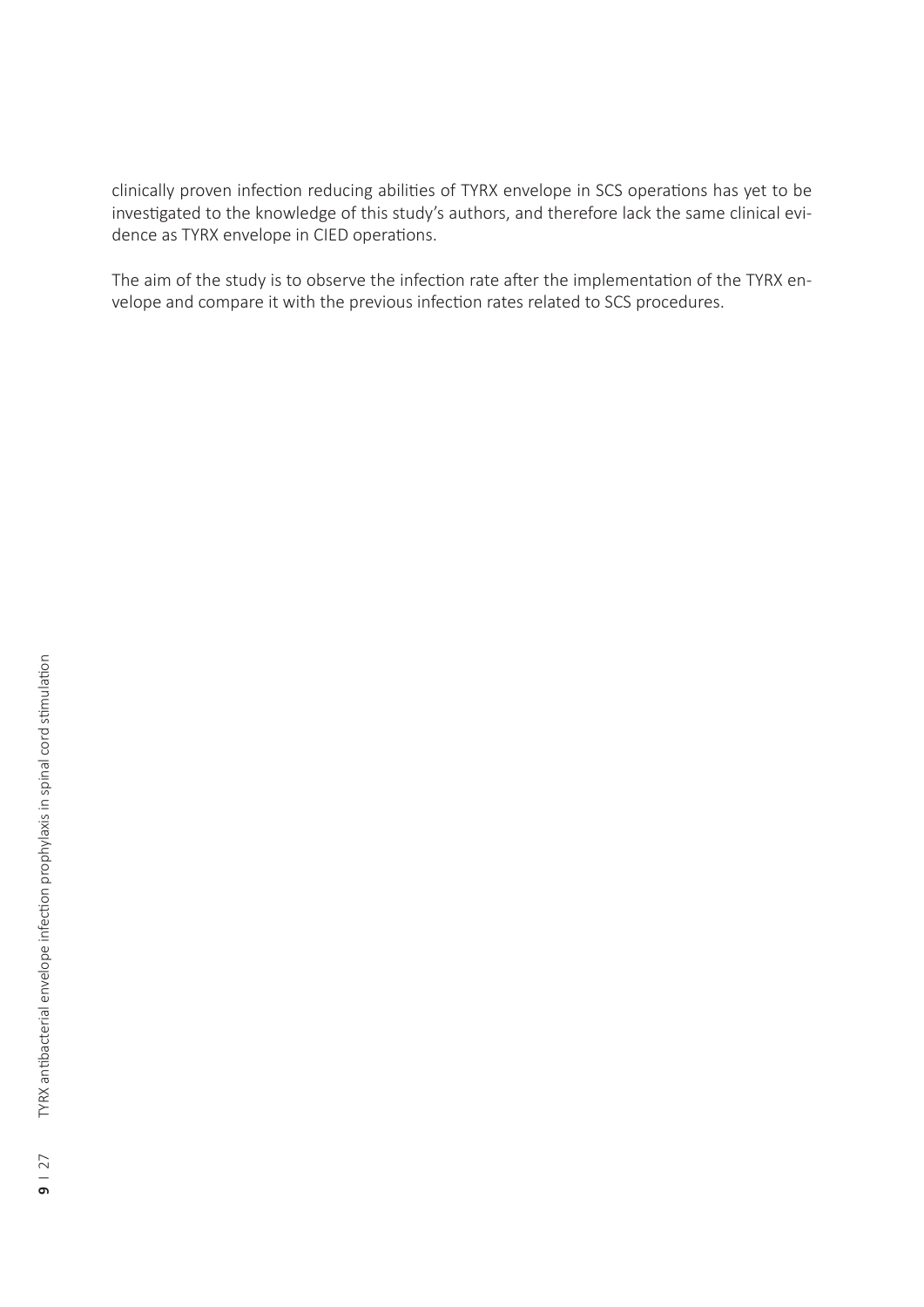clinically proven infection reducing abilities of TYRX envelope in SCS operations has yet to be investigated to the knowledge of this study's authors, and therefore lack the same clinical evidence as TYRX envelope in CIED operations.

The aim of the study is to observe the infection rate after the implementation of the TYRX envelope and compare it with the previous infection rates related to SCS procedures.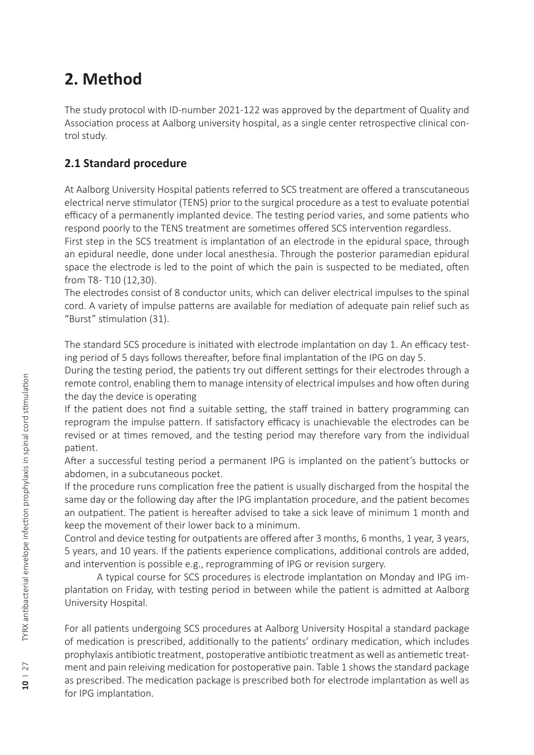# 2. Method

The study protocol with ID-number 2021-122 was approved by the department of Quality and Association process at Aalborg university hospital, as a single center retrospective clinical control study.

## 2.1 Standard procedure

At Aalborg University Hospital patients referred to SCS treatment are offered a transcutaneous electrical nerve stimulator (TENS) prior to the surgical procedure as a test to evaluate potential efficacy of a permanently implanted device. The testing period varies, and some patients who respond poorly to the TENS treatment are sometimes offered SCS intervention regardless.
First step in the SCS treatment is implantation of an electrode in the epidural space, through an epidural needle, done under local anesthesia. Through the posterior paramedian epidural space the electrode is led to the point of which the pain is suspected to be mediated, often from T8- T10 (12,30).
The electrodes consist of 8 conductor units, which can deliver electrical impulses to the spinal cord. A variety of impulse patterns are available for mediation of adequate pain relief such as "Burst" stimulation (31).

The standard SCS procedure is initiated with electrode implantation on day 1. An efficacy testing period of 5 days follows thereafter, before final implantation of the IPG on day 5.
During the testing period, the patients try out different settings for their electrodes through a remote control, enabling them to manage intensity of electrical impulses and how often during the day the device is operating
If the patient does not find a suitable setting, the staff trained in battery programming can reprogram the impulse pattern. If satisfactory efficacy is unachievable the electrodes can be revised or at times removed, and the testing period may therefore vary from the individual patient.
After a successful testing period a permanent IPG is implanted on the patient's buttocks or abdomen, in a subcutaneous pocket.
If the procedure runs complication free the patient is usually discharged from the hospital the same day or the following day after the IPG implantation procedure, and the patient becomes an outpatient. The patient is hereafter advised to take a sick leave of minimum 1 month and keep the movement of their lower back to a minimum.
Control and device testing for outpatients are offered after 3 months, 6 months, 1 year, 3 years, 5 years, and 10 years. If the patients experience complications, additional controls are added, and intervention is possible e.g., reprogramming of IPG or revision surgery.
A typical course for SCS procedures is electrode implantation on Monday and IPG implantation on Friday, with testing period in between while the patient is admitted at Aalborg University Hospital.

For all patients undergoing SCS procedures at Aalborg University Hospital a standard package of medication is prescribed, additionally to the patients' ordinary medication, which includes prophylaxis antibiotic treatment, postoperative antibiotic treatment as well as antiemetic treatment and pain releiving medication for postoperative pain. Table 1 shows the standard package as prescribed. The medication package is prescribed both for electrode implantation as well as for IPG implantation.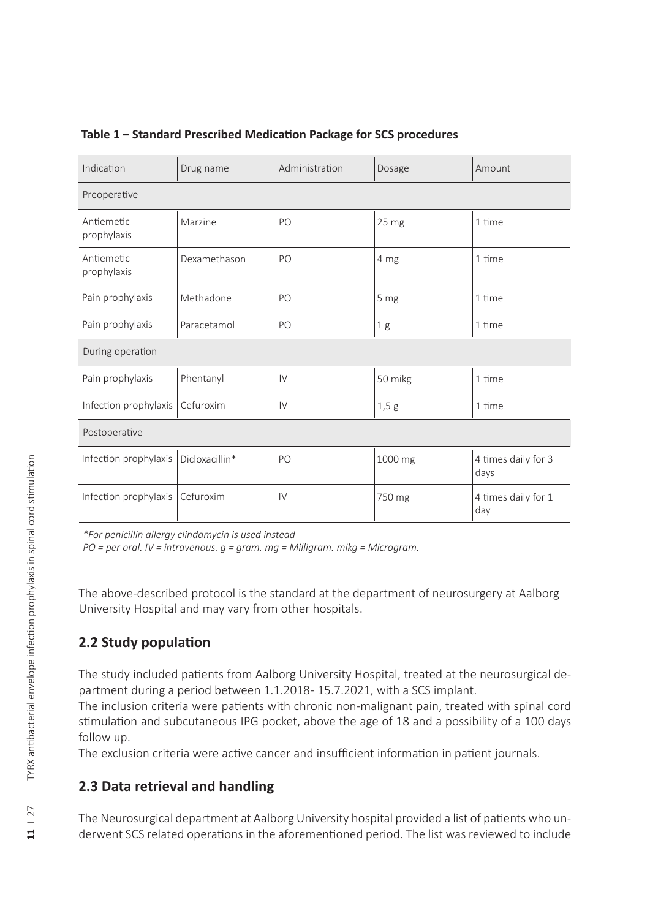**Table 1 – Standard Prescribed Medication Package for SCS procedures**

| Indication | Drug name | Administration | Dosage | Amount |
|---|---|---|---|---|
| Preoperative | | | | |
| Antiemetic prophylaxis | Marzine | PO | 25 mg | 1 time |
| Antiemetic prophylaxis | Dexamethason | PO | 4 mg | 1 time |
| Pain prophylaxis | Methadone | PO | 5 mg | 1 time |
| Pain prophylaxis | Paracetamol | PO | 1 g | 1 time |
| During operation | | | | |
| Pain prophylaxis | Phentanyl | IV | 50 mikg | 1 time |
| Infection prophylaxis | Cefuroxim | IV | 1,5 g | 1 time |
| Postoperative | | | | |
| Infection prophylaxis | Dicloxacillin* | PO | 1000 mg | 4 times daily for 3 days |
| Infection prophylaxis | Cefuroxim | IV | 750 mg | 4 times daily for 1 day |

*\*For penicillin allergy clindamycin is used instead*
*PO = per oral. IV = intravenous. g = gram. mg = Milligram. mikg = Microgram.*

The above-described protocol is the standard at the department of neurosurgery at Aalborg University Hospital and may vary from other hospitals.

## 2.2 Study population

The study included patients from Aalborg University Hospital, treated at the neurosurgical department during a period between 1.1.2018- 15.7.2021, with a SCS implant.
The inclusion criteria were patients with chronic non-malignant pain, treated with spinal cord stimulation and subcutaneous IPG pocket, above the age of 18 and a possibility of a 100 days follow up.
The exclusion criteria were active cancer and insufficient information in patient journals.

## 2.3 Data retrieval and handling

The Neurosurgical department at Aalborg University hospital provided a list of patients who underwent SCS related operations in the aforementioned period. The list was reviewed to include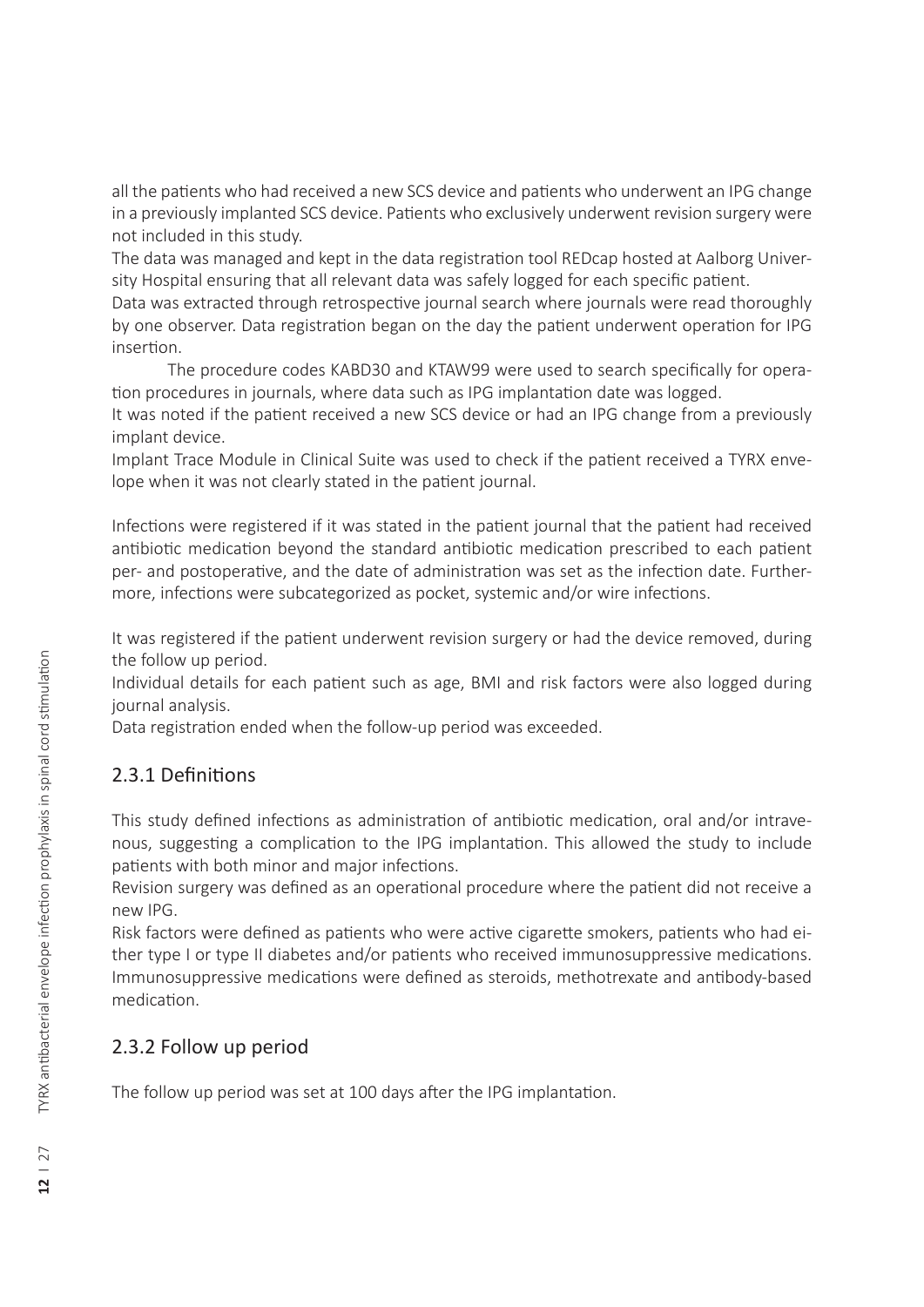all the patients who had received a new SCS device and patients who underwent an IPG change in a previously implanted SCS device. Patients who exclusively underwent revision surgery were not included in this study.
The data was managed and kept in the data registration tool REDcap hosted at Aalborg University Hospital ensuring that all relevant data was safely logged for each specific patient.
Data was extracted through retrospective journal search where journals were read thoroughly by one observer. Data registration began on the day the patient underwent operation for IPG insertion.

The procedure codes KABD30 and KTAW99 were used to search specifically for operation procedures in journals, where data such as IPG implantation date was logged.
It was noted if the patient received a new SCS device or had an IPG change from a previously implant device.
Implant Trace Module in Clinical Suite was used to check if the patient received a TYRX envelope when it was not clearly stated in the patient journal.

Infections were registered if it was stated in the patient journal that the patient had received antibiotic medication beyond the standard antibiotic medication prescribed to each patient per- and postoperative, and the date of administration was set as the infection date. Furthermore, infections were subcategorized as pocket, systemic and/or wire infections.

It was registered if the patient underwent revision surgery or had the device removed, during the follow up period.
Individual details for each patient such as age, BMI and risk factors were also logged during journal analysis.
Data registration ended when the follow-up period was exceeded.

### 2.3.1 Definitions

This study defined infections as administration of antibiotic medication, oral and/or intravenous, suggesting a complication to the IPG implantation. This allowed the study to include patients with both minor and major infections.
Revision surgery was defined as an operational procedure where the patient did not receive a new IPG.
Risk factors were defined as patients who were active cigarette smokers, patients who had either type I or type II diabetes and/or patients who received immunosuppressive medications. Immunosuppressive medications were defined as steroids, methotrexate and antibody-based medication.

### 2.3.2 Follow up period

The follow up period was set at 100 days after the IPG implantation.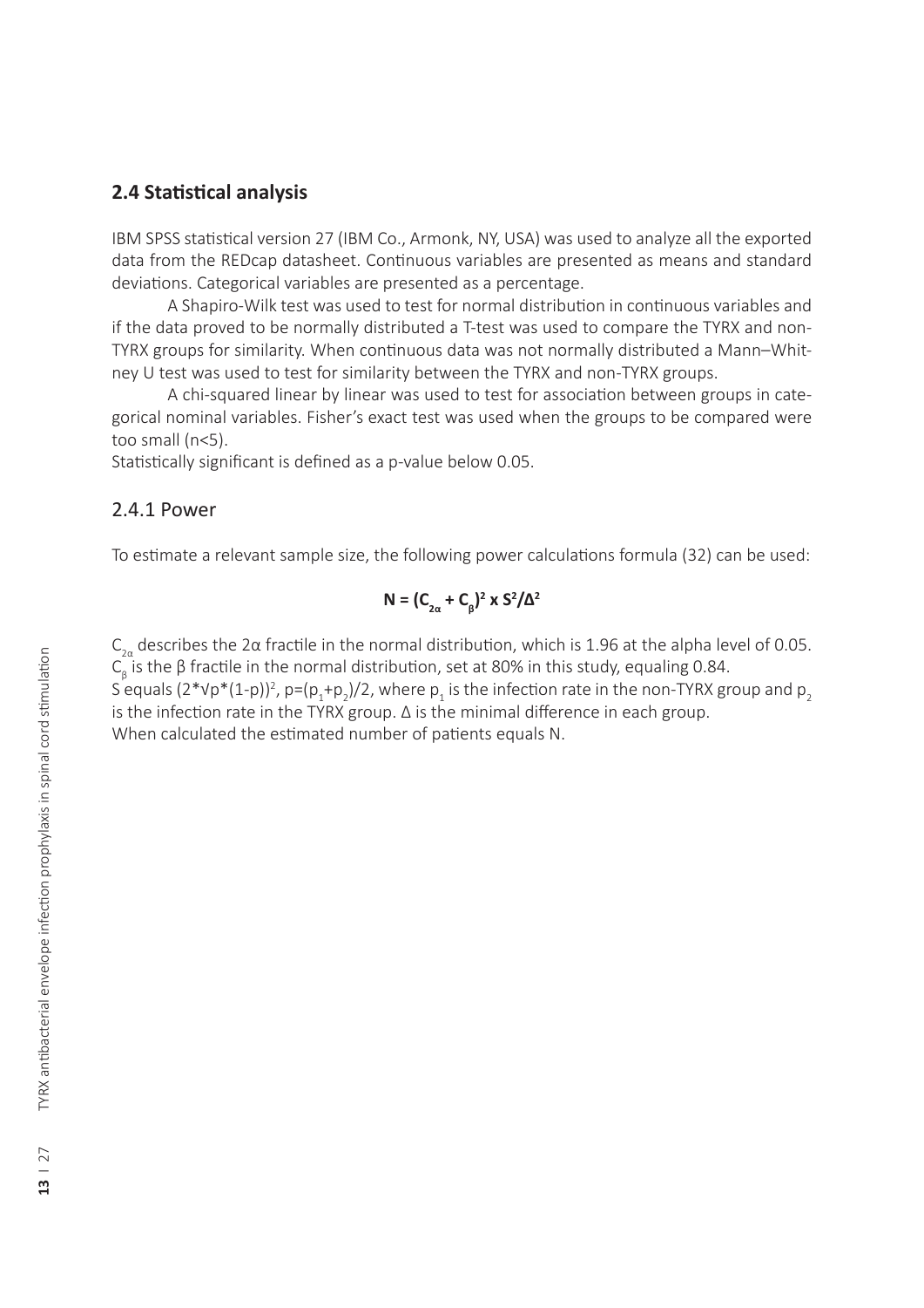## 2.4 Statistical analysis

IBM SPSS statistical version 27 (IBM Co., Armonk, NY, USA) was used to analyze all the exported data from the REDcap datasheet. Continuous variables are presented as means and standard deviations. Categorical variables are presented as a percentage.

A Shapiro-Wilk test was used to test for normal distribution in continuous variables and if the data proved to be normally distributed a T-test was used to compare the TYRX and non-TYRX groups for similarity. When continuous data was not normally distributed a Mann–Whitney U test was used to test for similarity between the TYRX and non-TYRX groups.

A chi-squared linear by linear was used to test for association between groups in categorical nominal variables. Fisher's exact test was used when the groups to be compared were too small (n<5).

Statistically significant is defined as a p-value below 0.05.

### 2.4.1 Power

To estimate a relevant sample size, the following power calculations formula (32) can be used:

$$N = (C_{2\alpha} + C_{\beta})^2 \times S^2/\Delta^2$$

$C_{2\alpha}$ describes the 2α fractile in the normal distribution, which is 1.96 at the alpha level of 0.05. $C_{\beta}$ is the β fractile in the normal distribution, set at 80% in this study, equaling 0.84. S equals $(2*\sqrt{p*(1-p)})^2$, $p=(p_1+p_2)/2$, where $p_1$ is the infection rate in the non-TYRX group and $p_2$ is the infection rate in the TYRX group. Δ is the minimal difference in each group. When calculated the estimated number of patients equals N.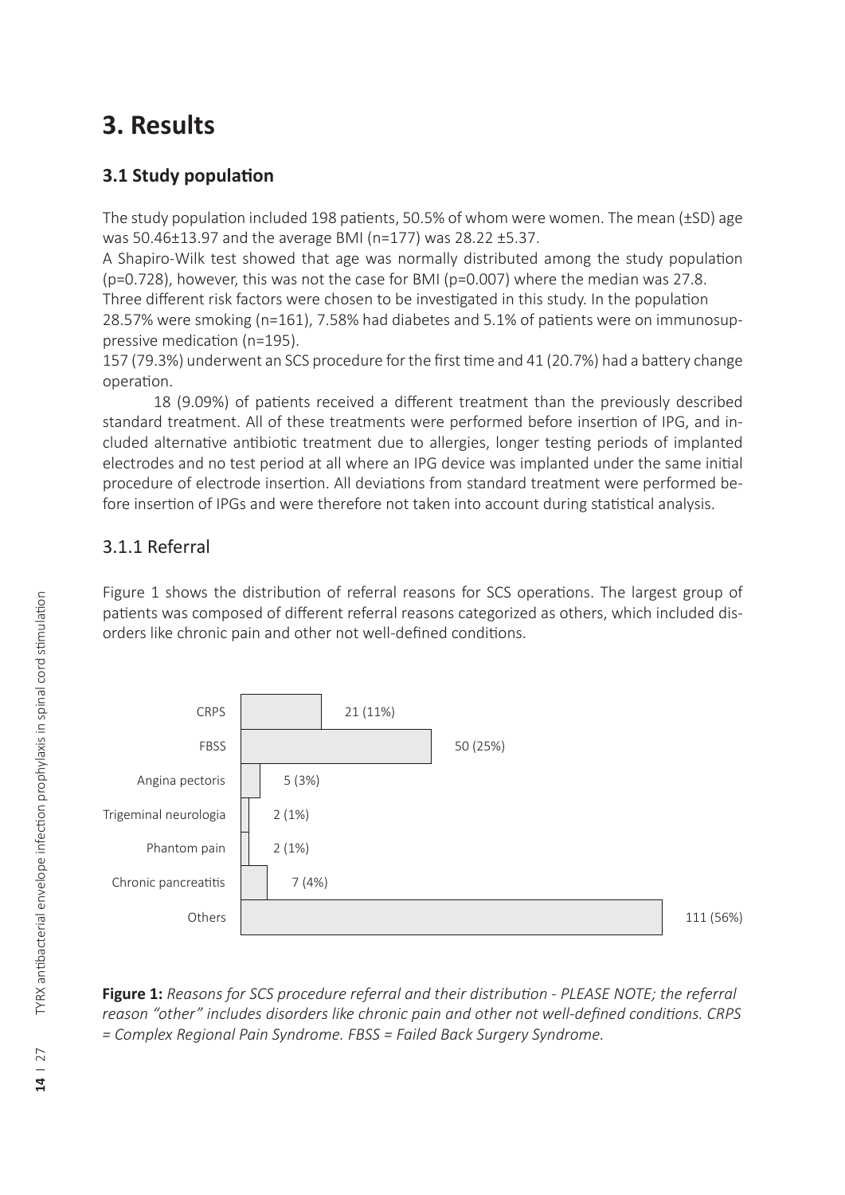# 3. Results

## 3.1 Study population

The study population included 198 patients, 50.5% of whom were women. The mean (±SD) age was 50.46±13.97 and the average BMI (n=177) was 28.22 ±5.37.

A Shapiro-Wilk test showed that age was normally distributed among the study population (p=0.728), however, this was not the case for BMI (p=0.007) where the median was 27.8.

Three different risk factors were chosen to be investigated in this study. In the population 28.57% were smoking (n=161), 7.58% had diabetes and 5.1% of patients were on immunosuppressive medication (n=195).

157 (79.3%) underwent an SCS procedure for the first time and 41 (20.7%) had a battery change operation.

18 (9.09%) of patients received a different treatment than the previously described standard treatment. All of these treatments were performed before insertion of IPG, and included alternative antibiotic treatment due to allergies, longer testing periods of implanted electrodes and no test period at all where an IPG device was implanted under the same initial procedure of electrode insertion. All deviations from standard treatment were performed before insertion of IPGs and were therefore not taken into account during statistical analysis.

### 3.1.1 Referral

Figure 1 shows the distribution of referral reasons for SCS operations. The largest group of patients was composed of different referral reasons categorized as others, which included disorders like chronic pain and other not well-defined conditions.

| Referral reason | n (%) |
| --- | --- |
| CRPS | 21 (11%) |
| FBSS | 50 (25%) |
| Angina pectoris | 5 (3%) |
| Trigeminal neurologia | 2 (1%) |
| Phantom pain | 2 (1%) |
| Chronic pancreatitis | 7 (4%) |
| Others | 111 (56%) |

**Figure 1:** *Reasons for SCS procedure referral and their distribution - PLEASE NOTE; the referral reason "other" includes disorders like chronic pain and other not well-defined conditions. CRPS = Complex Regional Pain Syndrome. FBSS = Failed Back Surgery Syndrome.*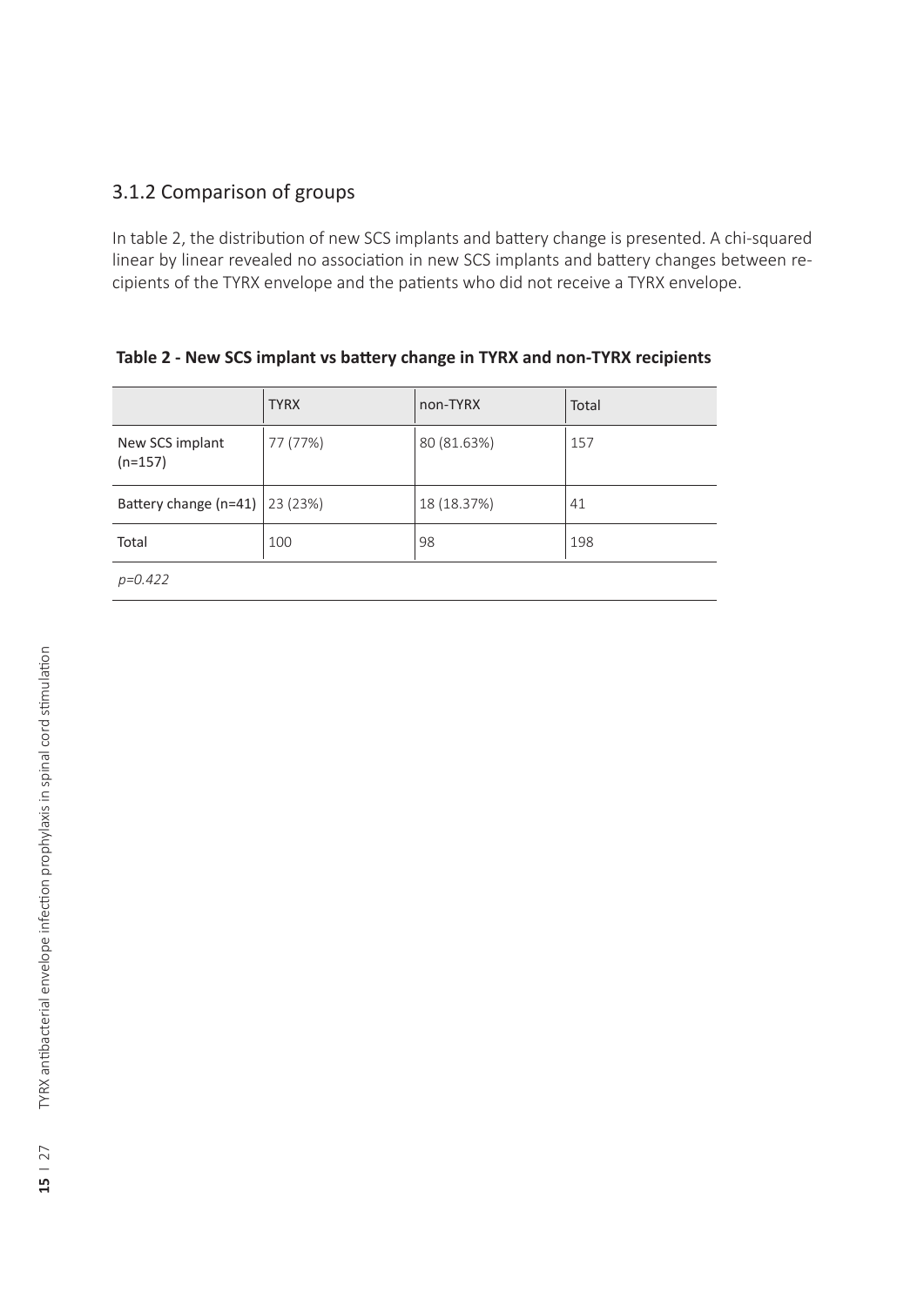### 3.1.2 Comparison of groups

In table 2, the distribution of new SCS implants and battery change is presented. A chi-squared linear by linear revealed no association in new SCS implants and battery changes between recipients of the TYRX envelope and the patients who did not receive a TYRX envelope.

**Table 2 - New SCS implant vs battery change in TYRX and non-TYRX recipients**

| | TYRX | non-TYRX | Total |
|---|---|---|---|
| New SCS implant (n=157) | 77 (77%) | 80 (81.63%) | 157 |
| Battery change (n=41) | 23 (23%) | 18 (18.37%) | 41 |
| Total | 100 | 98 | 198 |
| *p=0.422* | | | |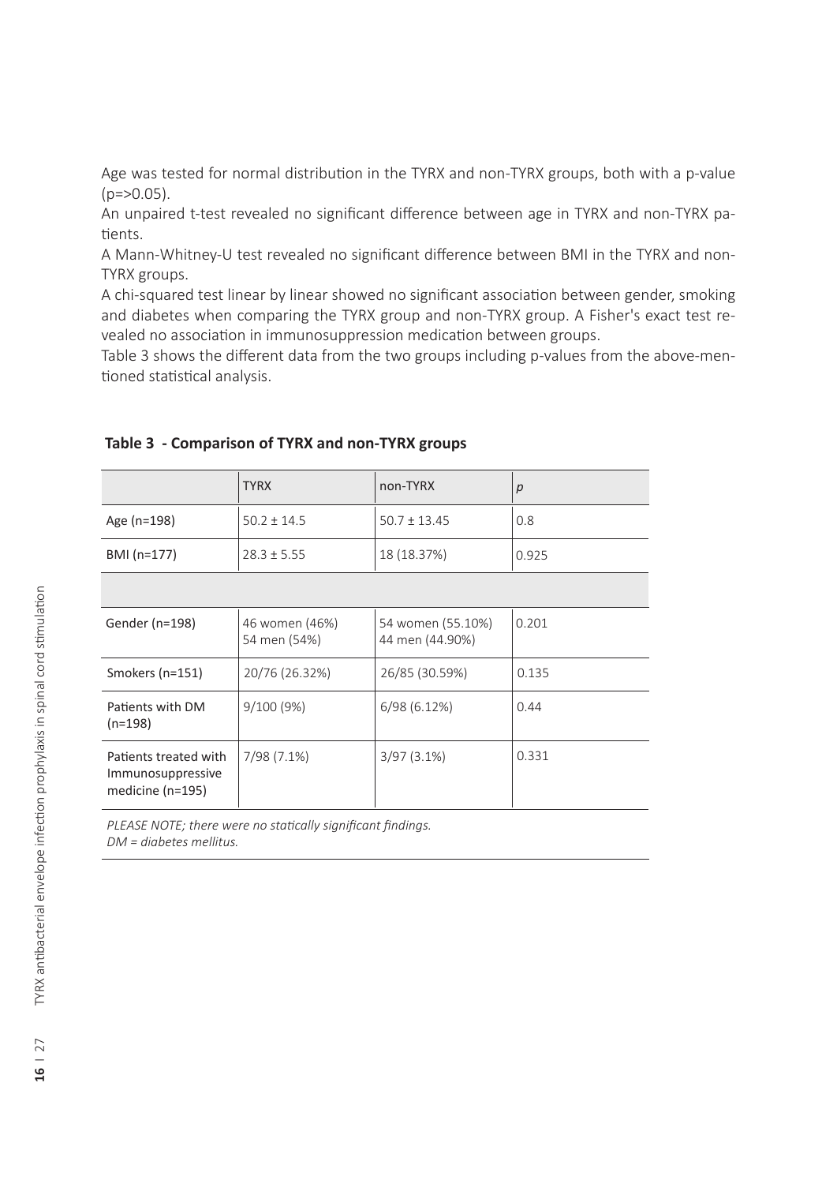Age was tested for normal distribution in the TYRX and non-TYRX groups, both with a p-value (p=>0.05).

An unpaired t-test revealed no significant difference between age in TYRX and non-TYRX patients.

A Mann-Whitney-U test revealed no significant difference between BMI in the TYRX and non-TYRX groups.

A chi-squared test linear by linear showed no significant association between gender, smoking and diabetes when comparing the TYRX group and non-TYRX group. A Fisher's exact test revealed no association in immunosuppression medication between groups.

Table 3 shows the different data from the two groups including p-values from the above-mentioned statistical analysis.

**Table 3 - Comparison of TYRX and non-TYRX groups**

| | TYRX | non-TYRX | *p* |
|---|---|---|---|
| Age (n=198) | 50.2 ± 14.5 | 50.7 ± 13.45 | 0.8 |
| BMI (n=177) | 28.3 ± 5.55 | 18 (18.37%) | 0.925 |
| | | | |
| Gender (n=198) | 46 women (46%) 54 men (54%) | 54 women (55.10%) 44 men (44.90%) | 0.201 |
| Smokers (n=151) | 20/76 (26.32%) | 26/85 (30.59%) | 0.135 |
| Patients with DM (n=198) | 9/100 (9%) | 6/98 (6.12%) | 0.44 |
| Patients treated with Immunosuppressive medicine (n=195) | 7/98 (7.1%) | 3/97 (3.1%) | 0.331 |

*PLEASE NOTE; there were no statically significant findings.*
*DM = diabetes mellitus.*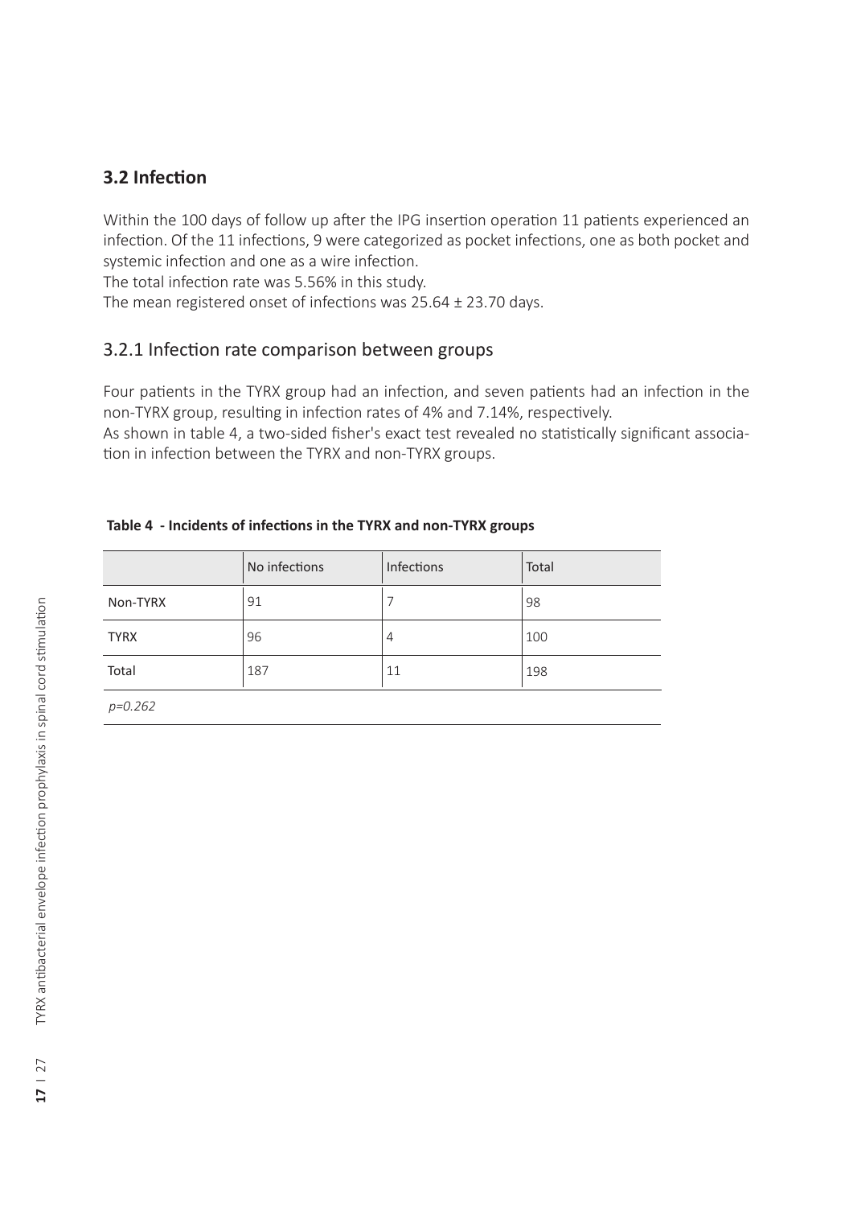## 3.2 Infection

Within the 100 days of follow up after the IPG insertion operation 11 patients experienced an infection. Of the 11 infections, 9 were categorized as pocket infections, one as both pocket and systemic infection and one as a wire infection.
The total infection rate was 5.56% in this study.
The mean registered onset of infections was 25.64 ± 23.70 days.

### 3.2.1 Infection rate comparison between groups

Four patients in the TYRX group had an infection, and seven patients had an infection in the non-TYRX group, resulting in infection rates of 4% and 7.14%, respectively.
As shown in table 4, a two-sided fisher's exact test revealed no statistically significant association in infection between the TYRX and non-TYRX groups.

**Table 4 - Incidents of infections in the TYRX and non-TYRX groups**

| | No infections | Infections | Total |
|---|---|---|---|
| Non-TYRX | 91 | 7 | 98 |
| TYRX | 96 | 4 | 100 |
| Total | 187 | 11 | 198 |
| *p=0.262* | | | |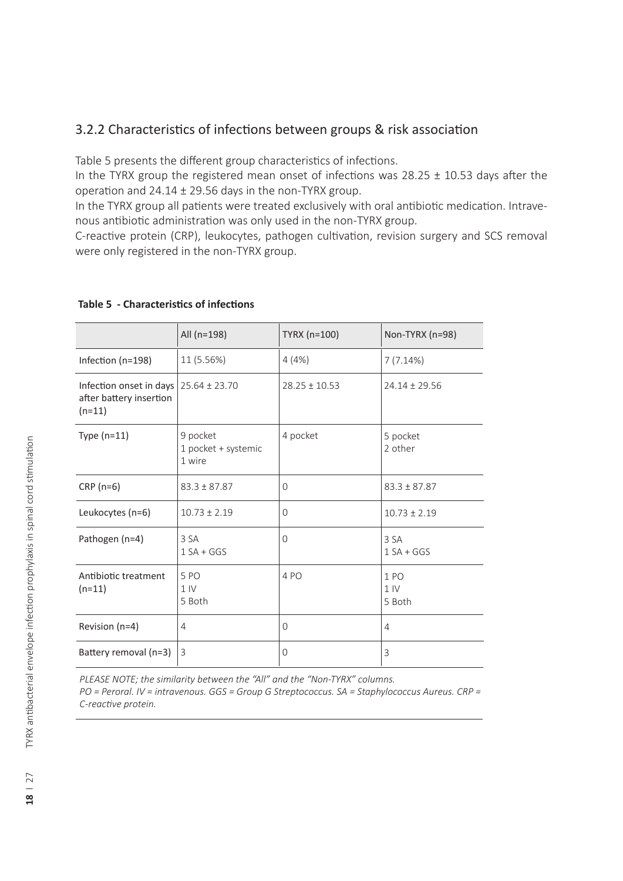### 3.2.2 Characteristics of infections between groups & risk association

Table 5 presents the different group characteristics of infections.

In the TYRX group the registered mean onset of infections was 28.25 ± 10.53 days after the operation and 24.14 ± 29.56 days in the non-TYRX group.

In the TYRX group all patients were treated exclusively with oral antibiotic medication. Intravenous antibiotic administration was only used in the non-TYRX group.

C-reactive protein (CRP), leukocytes, pathogen cultivation, revision surgery and SCS removal were only registered in the non-TYRX group.

**Table 5 - Characteristics of infections**

| | All (n=198) | TYRX (n=100) | Non-TYRX (n=98) |
|---|---|---|---|
| Infection (n=198) | 11 (5.56%) | 4 (4%) | 7 (7.14%) |
| Infection onset in days after battery insertion (n=11) | 25.64 ± 23.70 | 28.25 ± 10.53 | 24.14 ± 29.56 |
| Type (n=11) | 9 pocket<br>1 pocket + systemic<br>1 wire | 4 pocket | 5 pocket<br>2 other |
| CRP (n=6) | 83.3 ± 87.87 | 0 | 83.3 ± 87.87 |
| Leukocytes (n=6) | 10.73 ± 2.19 | 0 | 10.73 ± 2.19 |
| Pathogen (n=4) | 3 SA<br>1 SA + GGS | 0 | 3 SA<br>1 SA + GGS |
| Antibiotic treatment (n=11) | 5 PO<br>1 IV<br>5 Both | 4 PO | 1 PO<br>1 IV<br>5 Both |
| Revision (n=4) | 4 | 0 | 4 |
| Battery removal (n=3) | 3 | 0 | 3 |

*PLEASE NOTE; the similarity between the "All" and the "Non-TYRX" columns.*
*PO = Peroral. IV = intravenous. GGS = Group G Streptococcus. SA = Staphylococcus Aureus. CRP = C-reactive protein.*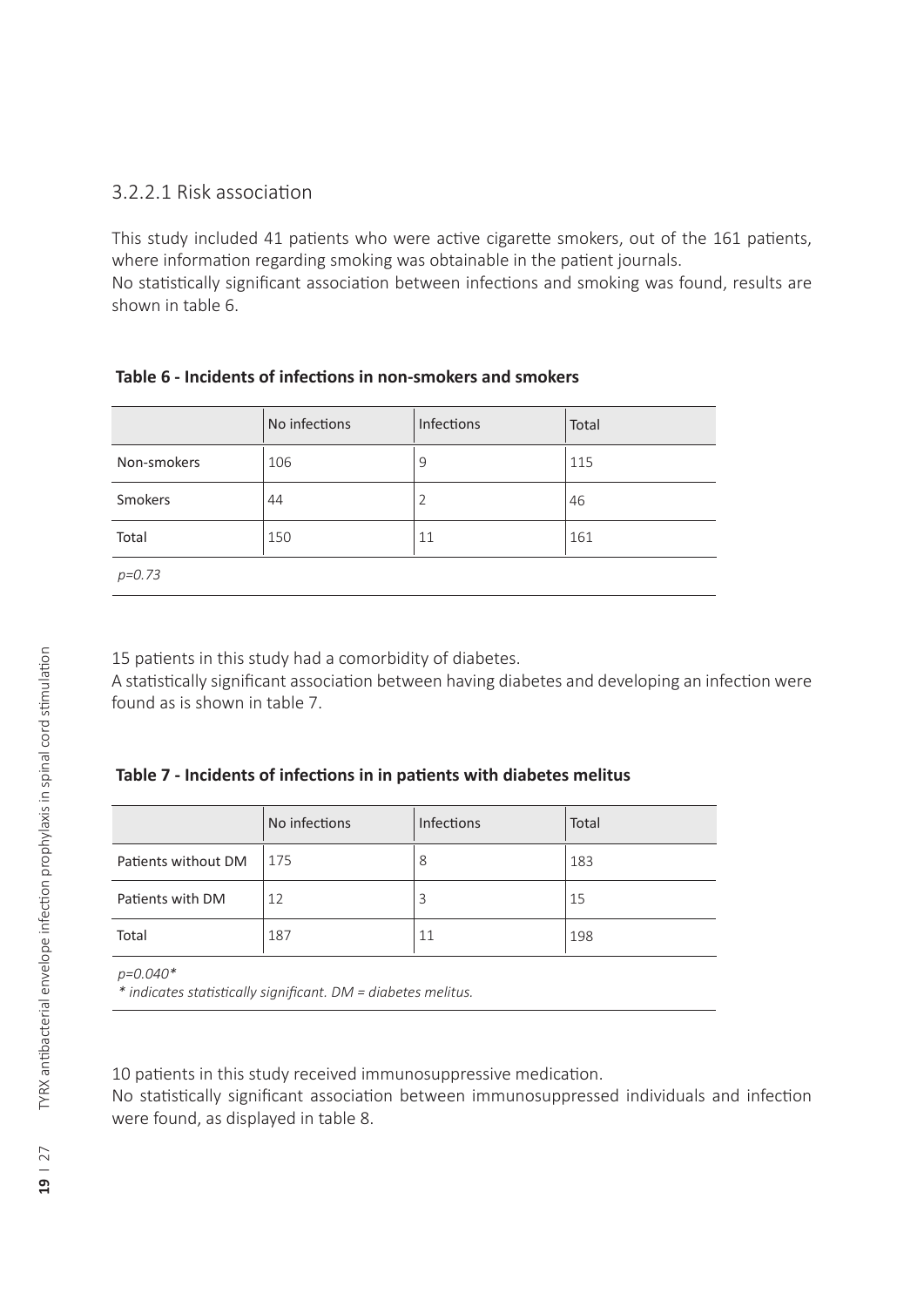### 3.2.2.1 Risk association

This study included 41 patients who were active cigarette smokers, out of the 161 patients, where information regarding smoking was obtainable in the patient journals.
No statistically significant association between infections and smoking was found, results are shown in table 6.

**Table 6 - Incidents of infections in non-smokers and smokers**

| | No infections | Infections | Total |
|---|---|---|---|
| Non-smokers | 106 | 9 | 115 |
| Smokers | 44 | 2 | 46 |
| Total | 150 | 11 | 161 |

*p=0.73*

15 patients in this study had a comorbidity of diabetes.
A statistically significant association between having diabetes and developing an infection were found as is shown in table 7.

**Table 7 - Incidents of infections in in patients with diabetes melitus**

| | No infections | Infections | Total |
|---|---|---|---|
| Patients without DM | 175 | 8 | 183 |
| Patients with DM | 12 | 3 | 15 |
| Total | 187 | 11 | 198 |

*p=0.040**
*\* indicates statistically significant. DM = diabetes melitus.*

10 patients in this study received immunosuppressive medication.
No statistically significant association between immunosuppressed individuals and infection were found, as displayed in table 8.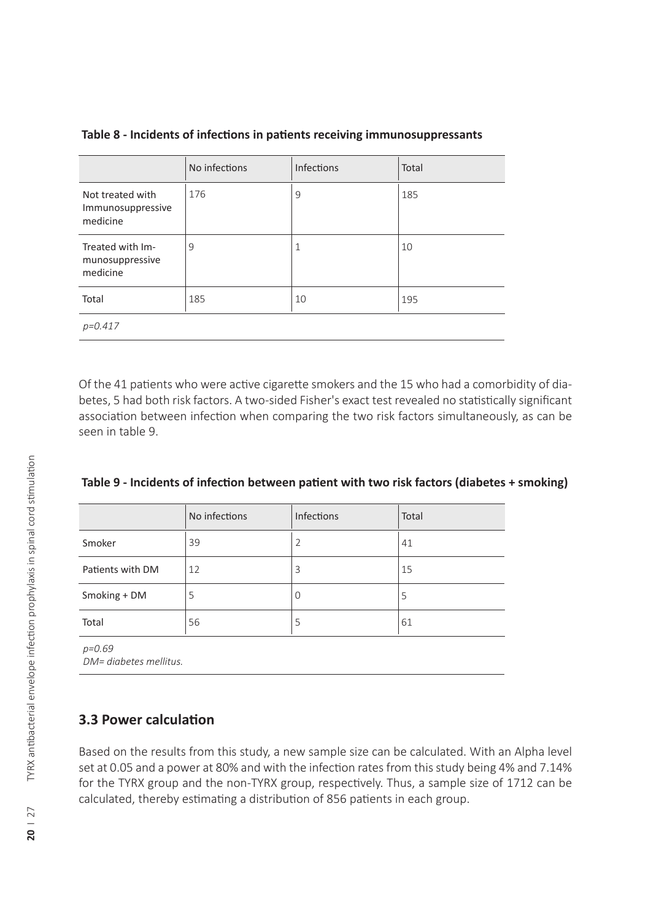**Table 8 - Incidents of infections in patients receiving immunosuppressants**

| | No infections | Infections | Total |
|---|---|---|---|
| Not treated with Immunosuppressive medicine | 176 | 9 | 185 |
| Treated with Immunosuppressive medicine | 9 | 1 | 10 |
| Total | 185 | 10 | 195 |

*p=0.417*

Of the 41 patients who were active cigarette smokers and the 15 who had a comorbidity of diabetes, 5 had both risk factors. A two-sided Fisher's exact test revealed no statistically significant association between infection when comparing the two risk factors simultaneously, as can be seen in table 9.

**Table 9 - Incidents of infection between patient with two risk factors (diabetes + smoking)**

| | No infections | Infections | Total |
|---|---|---|---|
| Smoker | 39 | 2 | 41 |
| Patients with DM | 12 | 3 | 15 |
| Smoking + DM | 5 | 0 | 5 |
| Total | 56 | 5 | 61 |

*p=0.69*
*DM= diabetes mellitus.*

### 3.3 Power calculation

Based on the results from this study, a new sample size can be calculated. With an Alpha level set at 0.05 and a power at 80% and with the infection rates from this study being 4% and 7.14% for the TYRX group and the non-TYRX group, respectively. Thus, a sample size of 1712 can be calculated, thereby estimating a distribution of 856 patients in each group.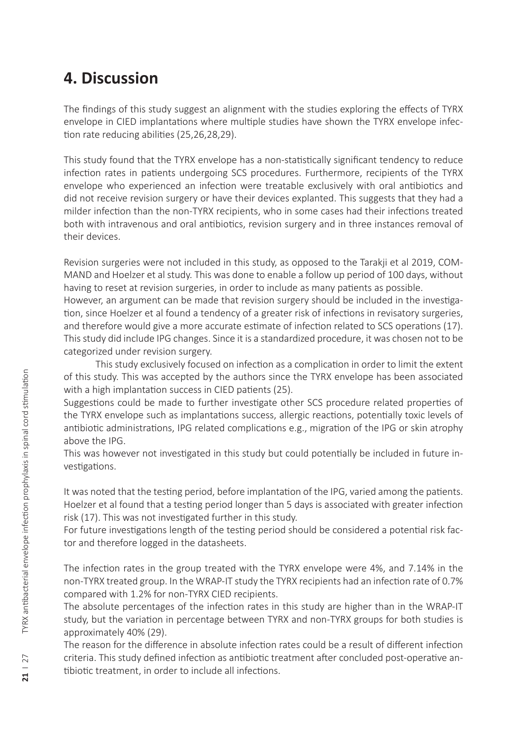# 4. Discussion

The findings of this study suggest an alignment with the studies exploring the effects of TYRX envelope in CIED implantations where multiple studies have shown the TYRX envelope infection rate reducing abilities (25,26,28,29).

This study found that the TYRX envelope has a non-statistically significant tendency to reduce infection rates in patients undergoing SCS procedures. Furthermore, recipients of the TYRX envelope who experienced an infection were treatable exclusively with oral antibiotics and did not receive revision surgery or have their devices explanted. This suggests that they had a milder infection than the non-TYRX recipients, who in some cases had their infections treated both with intravenous and oral antibiotics, revision surgery and in three instances removal of their devices.

Revision surgeries were not included in this study, as opposed to the Tarakji et al 2019, COMMAND and Hoelzer et al study. This was done to enable a follow up period of 100 days, without having to reset at revision surgeries, in order to include as many patients as possible.
However, an argument can be made that revision surgery should be included in the investigation, since Hoelzer et al found a tendency of a greater risk of infections in revisatory surgeries, and therefore would give a more accurate estimate of infection related to SCS operations (17). This study did include IPG changes. Since it is a standardized procedure, it was chosen not to be categorized under revision surgery.

This study exclusively focused on infection as a complication in order to limit the extent of this study. This was accepted by the authors since the TYRX envelope has been associated with a high implantation success in CIED patients (25).
Suggestions could be made to further investigate other SCS procedure related properties of the TYRX envelope such as implantations success, allergic reactions, potentially toxic levels of antibiotic administrations, IPG related complications e.g., migration of the IPG or skin atrophy above the IPG.
This was however not investigated in this study but could potentially be included in future investigations.

It was noted that the testing period, before implantation of the IPG, varied among the patients. Hoelzer et al found that a testing period longer than 5 days is associated with greater infection risk (17). This was not investigated further in this study.
For future investigations length of the testing period should be considered a potential risk factor and therefore logged in the datasheets.

The infection rates in the group treated with the TYRX envelope were 4%, and 7.14% in the non-TYRX treated group. In the WRAP-IT study the TYRX recipients had an infection rate of 0.7% compared with 1.2% for non-TYRX CIED recipients.
The absolute percentages of the infection rates in this study are higher than in the WRAP-IT study, but the variation in percentage between TYRX and non-TYRX groups for both studies is approximately 40% (29).
The reason for the difference in absolute infection rates could be a result of different infection criteria. This study defined infection as antibiotic treatment after concluded post-operative antibiotic treatment, in order to include all infections.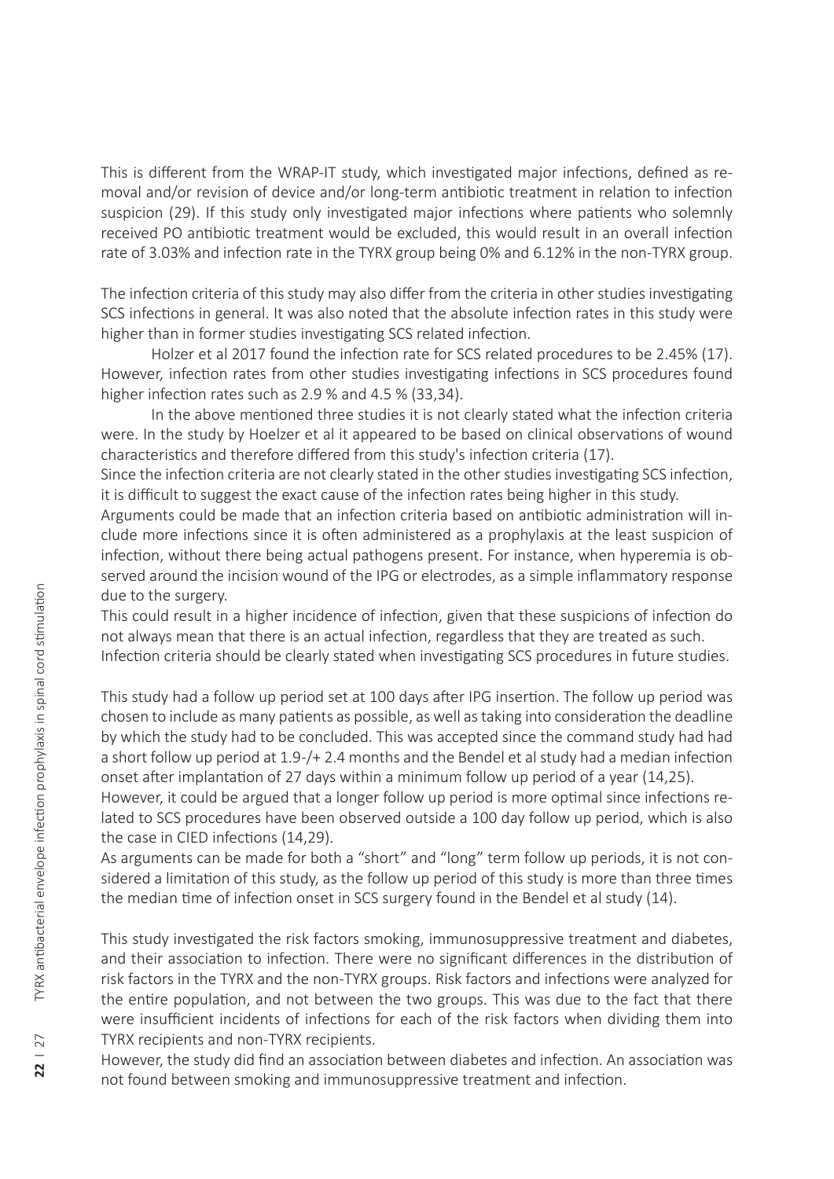This is different from the WRAP-IT study, which investigated major infections, defined as removal and/or revision of device and/or long-term antibiotic treatment in relation to infection suspicion (29). If this study only investigated major infections where patients who solemnly received PO antibiotic treatment would be excluded, this would result in an overall infection rate of 3.03% and infection rate in the TYRX group being 0% and 6.12% in the non-TYRX group.

The infection criteria of this study may also differ from the criteria in other studies investigating SCS infections in general. It was also noted that the absolute infection rates in this study were higher than in former studies investigating SCS related infection.

Holzer et al 2017 found the infection rate for SCS related procedures to be 2.45% (17). However, infection rates from other studies investigating infections in SCS procedures found higher infection rates such as 2.9 % and 4.5 % (33,34).

In the above mentioned three studies it is not clearly stated what the infection criteria were. In the study by Hoelzer et al it appeared to be based on clinical observations of wound characteristics and therefore differed from this study's infection criteria (17).

Since the infection criteria are not clearly stated in the other studies investigating SCS infection, it is difficult to suggest the exact cause of the infection rates being higher in this study.

Arguments could be made that an infection criteria based on antibiotic administration will include more infections since it is often administered as a prophylaxis at the least suspicion of infection, without there being actual pathogens present. For instance, when hyperemia is observed around the incision wound of the IPG or electrodes, as a simple inflammatory response due to the surgery.

This could result in a higher incidence of infection, given that these suspicions of infection do not always mean that there is an actual infection, regardless that they are treated as such.

Infection criteria should be clearly stated when investigating SCS procedures in future studies.

This study had a follow up period set at 100 days after IPG insertion. The follow up period was chosen to include as many patients as possible, as well as taking into consideration the deadline by which the study had to be concluded. This was accepted since the command study had had a short follow up period at 1.9-/+ 2.4 months and the Bendel et al study had a median infection onset after implantation of 27 days within a minimum follow up period of a year (14,25).

However, it could be argued that a longer follow up period is more optimal since infections related to SCS procedures have been observed outside a 100 day follow up period, which is also the case in CIED infections (14,29).

As arguments can be made for both a "short" and "long" term follow up periods, it is not considered a limitation of this study, as the follow up period of this study is more than three times the median time of infection onset in SCS surgery found in the Bendel et al study (14).

This study investigated the risk factors smoking, immunosuppressive treatment and diabetes, and their association to infection. There were no significant differences in the distribution of risk factors in the TYRX and the non-TYRX groups. Risk factors and infections were analyzed for the entire population, and not between the two groups. This was due to the fact that there were insufficient incidents of infections for each of the risk factors when dividing them into TYRX recipients and non-TYRX recipients.

However, the study did find an association between diabetes and infection. An association was not found between smoking and immunosuppressive treatment and infection.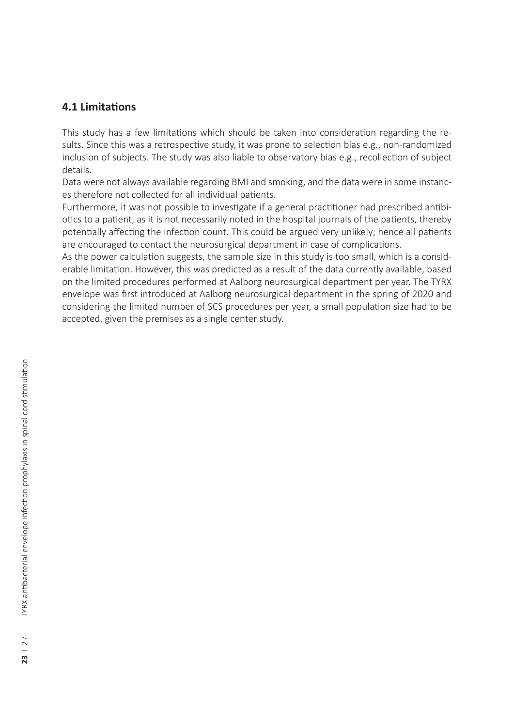### 4.1 Limitations

This study has a few limitations which should be taken into consideration regarding the results. Since this was a retrospective study, it was prone to selection bias e.g., non-randomized inclusion of subjects. The study was also liable to observatory bias e.g., recollection of subject details.

Data were not always available regarding BMI and smoking, and the data were in some instances therefore not collected for all individual patients.

Furthermore, it was not possible to investigate if a general practitioner had prescribed antibiotics to a patient, as it is not necessarily noted in the hospital journals of the patients, thereby potentially affecting the infection count. This could be argued very unlikely; hence all patients are encouraged to contact the neurosurgical department in case of complications.

As the power calculation suggests, the sample size in this study is too small, which is a considerable limitation. However, this was predicted as a result of the data currently available, based on the limited procedures performed at Aalborg neurosurgical department per year. The TYRX envelope was first introduced at Aalborg neurosurgical department in the spring of 2020 and considering the limited number of SCS procedures per year, a small population size had to be accepted, given the premises as a single center study.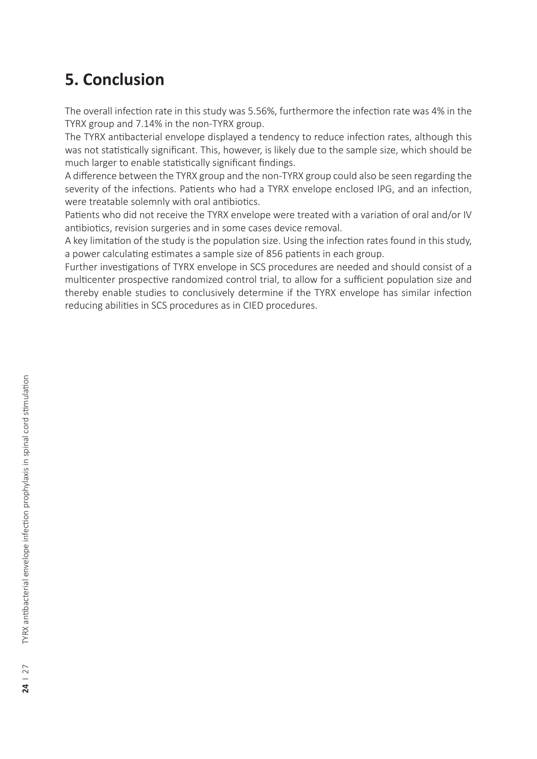# 5. Conclusion

The overall infection rate in this study was 5.56%, furthermore the infection rate was 4% in the TYRX group and 7.14% in the non-TYRX group.

The TYRX antibacterial envelope displayed a tendency to reduce infection rates, although this was not statistically significant. This, however, is likely due to the sample size, which should be much larger to enable statistically significant findings.

A difference between the TYRX group and the non-TYRX group could also be seen regarding the severity of the infections. Patients who had a TYRX envelope enclosed IPG, and an infection, were treatable solemnly with oral antibiotics.

Patients who did not receive the TYRX envelope were treated with a variation of oral and/or IV antibiotics, revision surgeries and in some cases device removal.

A key limitation of the study is the population size. Using the infection rates found in this study, a power calculating estimates a sample size of 856 patients in each group.

Further investigations of TYRX envelope in SCS procedures are needed and should consist of a multicenter prospective randomized control trial, to allow for a sufficient population size and thereby enable studies to conclusively determine if the TYRX envelope has similar infection reducing abilities in SCS procedures as in CIED procedures.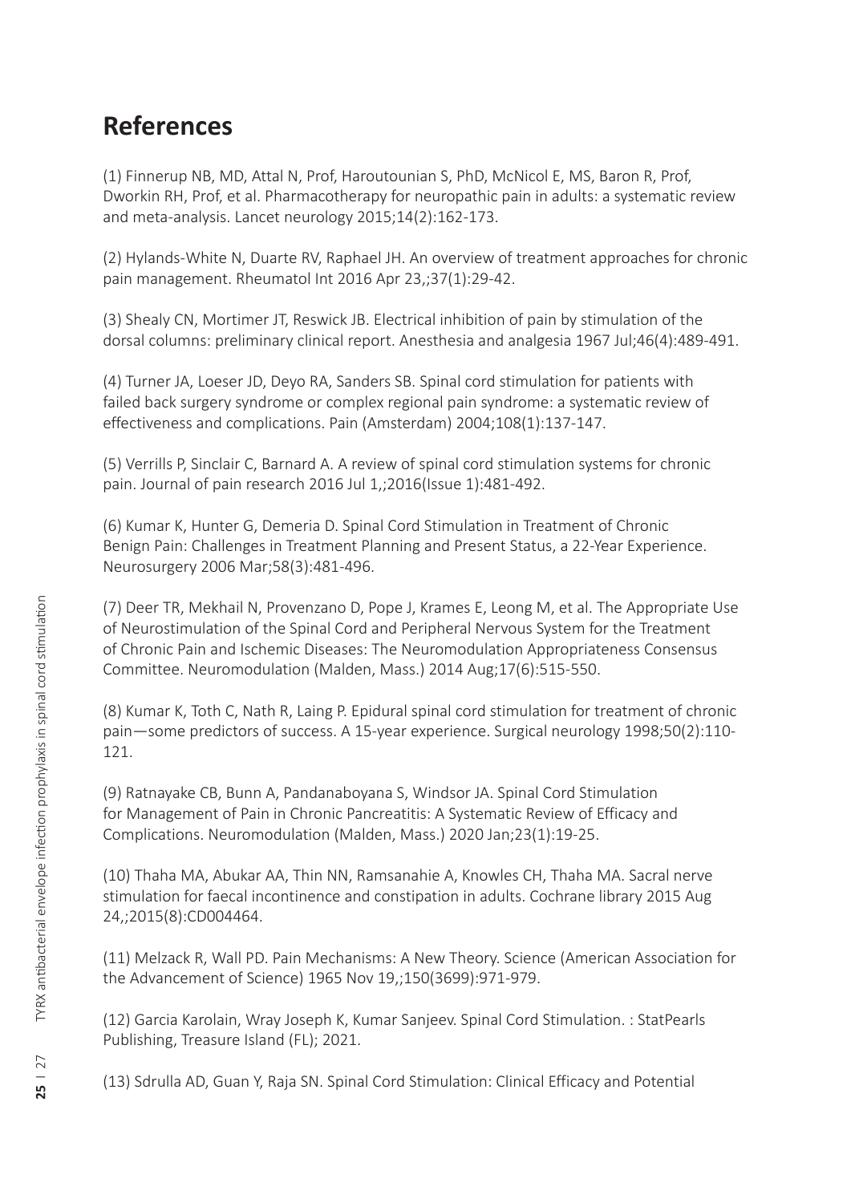## References

(1) Finnerup NB, MD, Attal N, Prof, Haroutounian S, PhD, McNicol E, MS, Baron R, Prof, Dworkin RH, Prof, et al. Pharmacotherapy for neuropathic pain in adults: a systematic review and meta-analysis. Lancet neurology 2015;14(2):162-173.

(2) Hylands-White N, Duarte RV, Raphael JH. An overview of treatment approaches for chronic pain management. Rheumatol Int 2016 Apr 23,;37(1):29-42.

(3) Shealy CN, Mortimer JT, Reswick JB. Electrical inhibition of pain by stimulation of the dorsal columns: preliminary clinical report. Anesthesia and analgesia 1967 Jul;46(4):489-491.

(4) Turner JA, Loeser JD, Deyo RA, Sanders SB. Spinal cord stimulation for patients with failed back surgery syndrome or complex regional pain syndrome: a systematic review of effectiveness and complications. Pain (Amsterdam) 2004;108(1):137-147.

(5) Verrills P, Sinclair C, Barnard A. A review of spinal cord stimulation systems for chronic pain. Journal of pain research 2016 Jul 1,;2016(Issue 1):481-492.

(6) Kumar K, Hunter G, Demeria D. Spinal Cord Stimulation in Treatment of Chronic Benign Pain: Challenges in Treatment Planning and Present Status, a 22-Year Experience. Neurosurgery 2006 Mar;58(3):481-496.

(7) Deer TR, Mekhail N, Provenzano D, Pope J, Krames E, Leong M, et al. The Appropriate Use of Neurostimulation of the Spinal Cord and Peripheral Nervous System for the Treatment of Chronic Pain and Ischemic Diseases: The Neuromodulation Appropriateness Consensus Committee. Neuromodulation (Malden, Mass.) 2014 Aug;17(6):515-550.

(8) Kumar K, Toth C, Nath R, Laing P. Epidural spinal cord stimulation for treatment of chronic pain—some predictors of success. A 15-year experience. Surgical neurology 1998;50(2):110-121.

(9) Ratnayake CB, Bunn A, Pandanaboyana S, Windsor JA. Spinal Cord Stimulation for Management of Pain in Chronic Pancreatitis: A Systematic Review of Efficacy and Complications. Neuromodulation (Malden, Mass.) 2020 Jan;23(1):19-25.

(10) Thaha MA, Abukar AA, Thin NN, Ramsanahie A, Knowles CH, Thaha MA. Sacral nerve stimulation for faecal incontinence and constipation in adults. Cochrane library 2015 Aug 24,;2015(8):CD004464.

(11) Melzack R, Wall PD. Pain Mechanisms: A New Theory. Science (American Association for the Advancement of Science) 1965 Nov 19,;150(3699):971-979.

(12) Garcia Karolain, Wray Joseph K, Kumar Sanjeev. Spinal Cord Stimulation. : StatPearls Publishing, Treasure Island (FL); 2021.

(13) Sdrulla AD, Guan Y, Raja SN. Spinal Cord Stimulation: Clinical Efficacy and Potential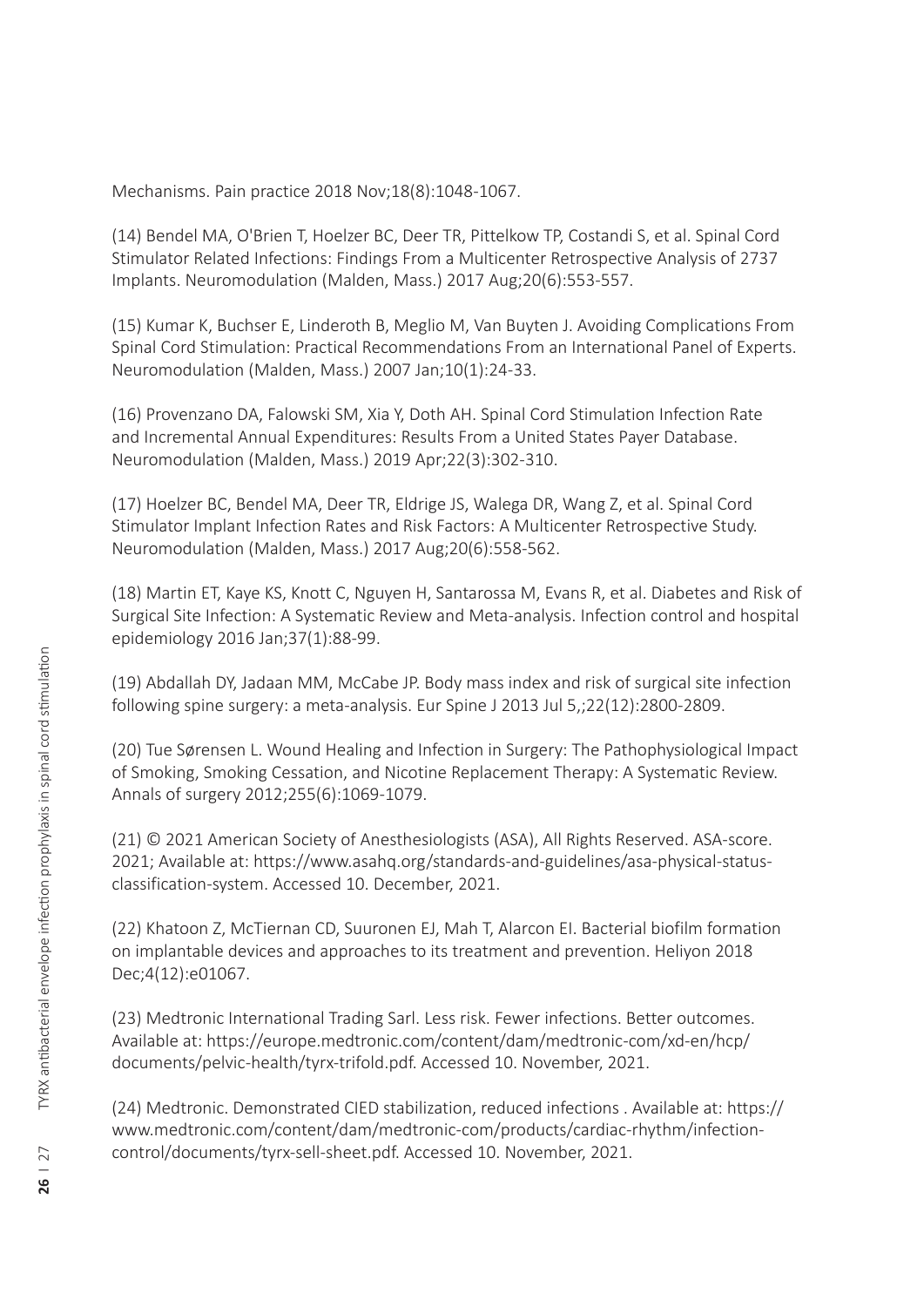Mechanisms. Pain practice 2018 Nov;18(8):1048-1067.

(14) Bendel MA, O'Brien T, Hoelzer BC, Deer TR, Pittelkow TP, Costandi S, et al. Spinal Cord Stimulator Related Infections: Findings From a Multicenter Retrospective Analysis of 2737 Implants. Neuromodulation (Malden, Mass.) 2017 Aug;20(6):553-557.

(15) Kumar K, Buchser E, Linderoth B, Meglio M, Van Buyten J. Avoiding Complications From Spinal Cord Stimulation: Practical Recommendations From an International Panel of Experts. Neuromodulation (Malden, Mass.) 2007 Jan;10(1):24-33.

(16) Provenzano DA, Falowski SM, Xia Y, Doth AH. Spinal Cord Stimulation Infection Rate and Incremental Annual Expenditures: Results From a United States Payer Database. Neuromodulation (Malden, Mass.) 2019 Apr;22(3):302-310.

(17) Hoelzer BC, Bendel MA, Deer TR, Eldrige JS, Walega DR, Wang Z, et al. Spinal Cord Stimulator Implant Infection Rates and Risk Factors: A Multicenter Retrospective Study. Neuromodulation (Malden, Mass.) 2017 Aug;20(6):558-562.

(18) Martin ET, Kaye KS, Knott C, Nguyen H, Santarossa M, Evans R, et al. Diabetes and Risk of Surgical Site Infection: A Systematic Review and Meta-analysis. Infection control and hospital epidemiology 2016 Jan;37(1):88-99.

(19) Abdallah DY, Jadaan MM, McCabe JP. Body mass index and risk of surgical site infection following spine surgery: a meta-analysis. Eur Spine J 2013 Jul 5,;22(12):2800-2809.

(20) Tue Sørensen L. Wound Healing and Infection in Surgery: The Pathophysiological Impact of Smoking, Smoking Cessation, and Nicotine Replacement Therapy: A Systematic Review. Annals of surgery 2012;255(6):1069-1079.

(21) © 2021 American Society of Anesthesiologists (ASA), All Rights Reserved. ASA-score. 2021; Available at: https://www.asahq.org/standards-and-guidelines/asa-physical-status-classification-system. Accessed 10. December, 2021.

(22) Khatoon Z, McTiernan CD, Suuronen EJ, Mah T, Alarcon EI. Bacterial biofilm formation on implantable devices and approaches to its treatment and prevention. Heliyon 2018 Dec;4(12):e01067.

(23) Medtronic International Trading Sarl. Less risk. Fewer infections. Better outcomes. Available at: https://europe.medtronic.com/content/dam/medtronic-com/xd-en/hcp/documents/pelvic-health/tyrx-trifold.pdf. Accessed 10. November, 2021.

(24) Medtronic. Demonstrated CIED stabilization, reduced infections . Available at: https://www.medtronic.com/content/dam/medtronic-com/products/cardiac-rhythm/infection-control/documents/tyrx-sell-sheet.pdf. Accessed 10. November, 2021.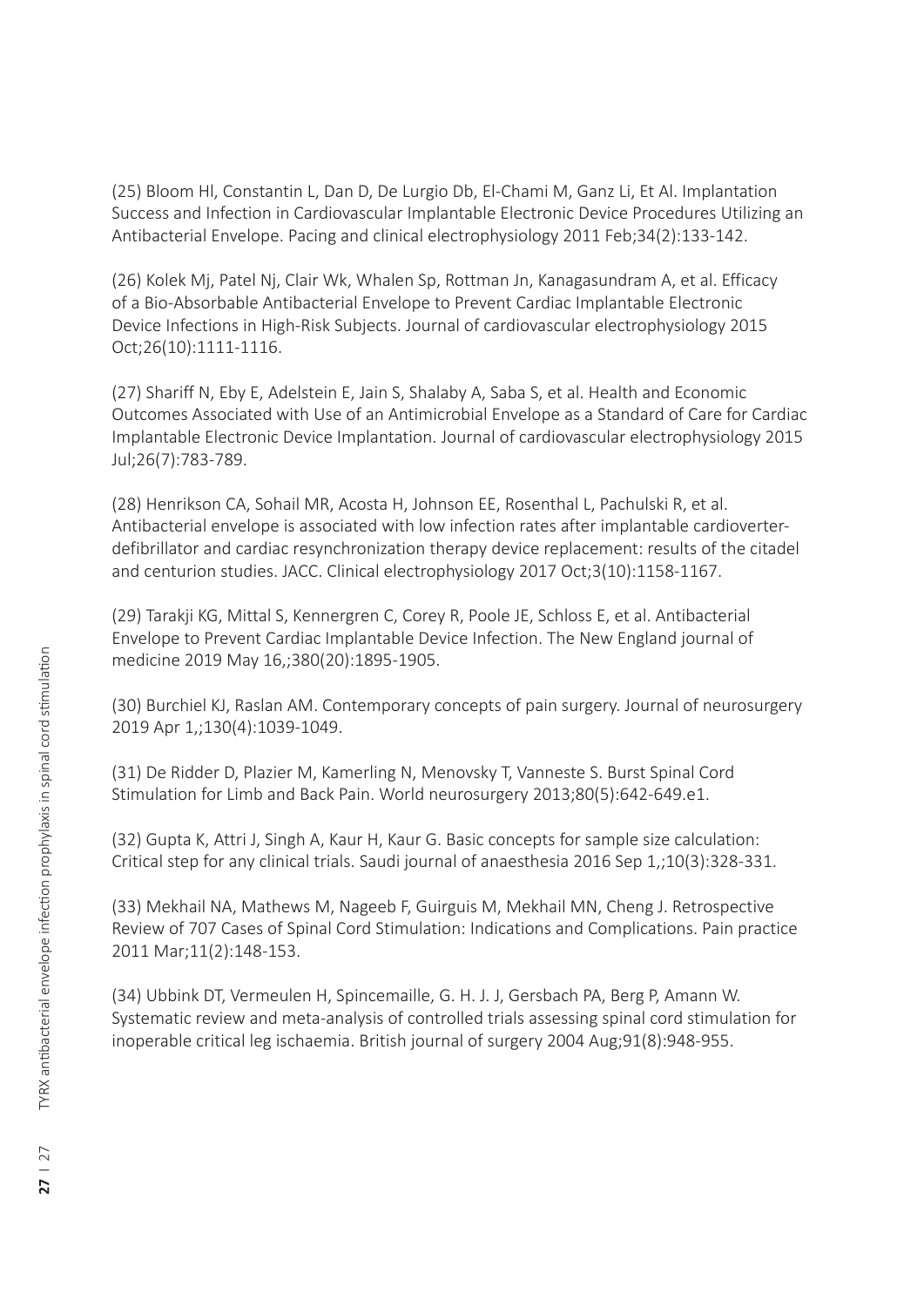(25) Bloom Hl, Constantin L, Dan D, De Lurgio Db, El-Chami M, Ganz Li, Et Al. Implantation Success and Infection in Cardiovascular Implantable Electronic Device Procedures Utilizing an Antibacterial Envelope. Pacing and clinical electrophysiology 2011 Feb;34(2):133-142.

(26) Kolek Mj, Patel Nj, Clair Wk, Whalen Sp, Rottman Jn, Kanagasundram A, et al. Efficacy of a Bio-Absorbable Antibacterial Envelope to Prevent Cardiac Implantable Electronic Device Infections in High-Risk Subjects. Journal of cardiovascular electrophysiology 2015 Oct;26(10):1111-1116.

(27) Shariff N, Eby E, Adelstein E, Jain S, Shalaby A, Saba S, et al. Health and Economic Outcomes Associated with Use of an Antimicrobial Envelope as a Standard of Care for Cardiac Implantable Electronic Device Implantation. Journal of cardiovascular electrophysiology 2015 Jul;26(7):783-789.

(28) Henrikson CA, Sohail MR, Acosta H, Johnson EE, Rosenthal L, Pachulski R, et al. Antibacterial envelope is associated with low infection rates after implantable cardioverter-defibrillator and cardiac resynchronization therapy device replacement: results of the citadel and centurion studies. JACC. Clinical electrophysiology 2017 Oct;3(10):1158-1167.

(29) Tarakji KG, Mittal S, Kennergren C, Corey R, Poole JE, Schloss E, et al. Antibacterial Envelope to Prevent Cardiac Implantable Device Infection. The New England journal of medicine 2019 May 16,;380(20):1895-1905.

(30) Burchiel KJ, Raslan AM. Contemporary concepts of pain surgery. Journal of neurosurgery 2019 Apr 1,;130(4):1039-1049.

(31) De Ridder D, Plazier M, Kamerling N, Menovsky T, Vanneste S. Burst Spinal Cord Stimulation for Limb and Back Pain. World neurosurgery 2013;80(5):642-649.e1.

(32) Gupta K, Attri J, Singh A, Kaur H, Kaur G. Basic concepts for sample size calculation: Critical step for any clinical trials. Saudi journal of anaesthesia 2016 Sep 1,;10(3):328-331.

(33) Mekhail NA, Mathews M, Nageeb F, Guirguis M, Mekhail MN, Cheng J. Retrospective Review of 707 Cases of Spinal Cord Stimulation: Indications and Complications. Pain practice 2011 Mar;11(2):148-153.

(34) Ubbink DT, Vermeulen H, Spincemaille, G. H. J. J, Gersbach PA, Berg P, Amann W. Systematic review and meta-analysis of controlled trials assessing spinal cord stimulation for inoperable critical leg ischaemia. British journal of surgery 2004 Aug;91(8):948-955.